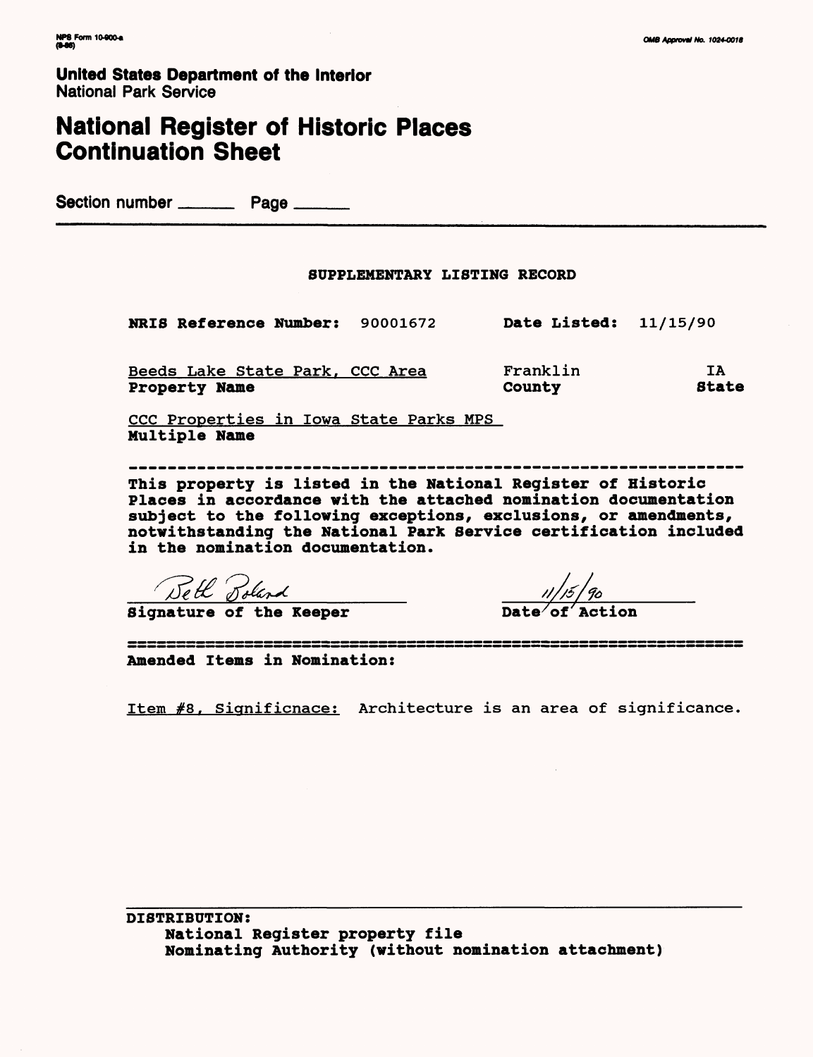NPS Form 10-900-a
(8-86)

OMB Approval No. 1024-0018

**United States Department of the Interior**
National Park Service

# National Register of Historic Places Continuation Sheet

Section number ______ Page ______

## SUPPLEMENTARY LISTING RECORD

**NRIS Reference Number:** 90001672 **Date Listed:** 11/15/90

Beeds Lake State Park, CCC Area — Franklin — IA
**Property Name** — **County** — **State**

CCC Properties in Iowa State Parks MPS
**Multiple Name**

---

**This property is listed in the National Register of Historic Places in accordance with the attached nomination documentation subject to the following exceptions, exclusions, or amendments, notwithstanding the National Park Service certification included in the nomination documentation.**

Beth Boland — 11/15/90
**Signature of the Keeper** — **Date of Action**

---

**Amended Items in Nomination:**

Item #8, Significnace: Architecture is an area of significance.

---

**DISTRIBUTION:**
- **National Register property file**
- **Nominating Authority (without nomination attachment)**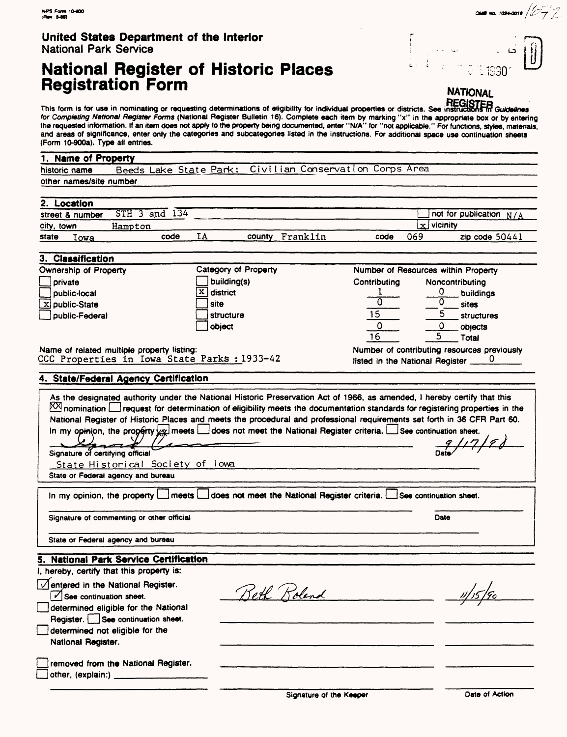NPS Form 10-900
(Rev. 8-86)

OMB No. 1024-0018

**United States Department of the Interior**
National Park Service

# National Register of Historic Places Registration Form

NATIONAL REGISTER

This form is for use in nominating or requesting determinations of eligibility for individual properties or districts. See instructions in *Guidelines for Completing National Register Forms* (National Register Bulletin 16). Complete each item by marking "x" in the appropriate box or by entering the requested information. If an item does not apply to the property being documented, enter "N/A" for "not applicable." For functions, styles, materials, and areas of significance, enter only the categories and subcategories listed in the instructions. For additional space use continuation sheets (Form 10-900a). Type all entries.

## 1. Name of Property

historic name: Beeds Lake State Park: Civilian Conservation Corps Area

other names/site number:

## 2. Location

street & number: STH 3 and 134 — [ ] not for publication N/A

city, town: Hampton — [x] vicinity

state: Iowa — code: IA — county: Franklin — code: 069 — zip code: 50441

## 3. Classification

**Ownership of Property**
- [ ] private
- [ ] public-local
- [x] public-State
- [ ] public-Federal

**Category of Property**
- [ ] building(s)
- [x] district
- [ ] site
- [ ] structure
- [ ] object

**Number of Resources within Property**

| Contributing | Noncontributing | |
|---|---|---|
| 1 | 0 | buildings |
| 0 | 0 | sites |
| 15 | 5 | structures |
| 0 | 0 | objects |
| 16 | 5 | Total |

Name of related multiple property listing: CCC Properties in Iowa State Parks : 1933-42

Number of contributing resources previously listed in the National Register: 0

## 4. State/Federal Agency Certification

As the designated authority under the National Historic Preservation Act of 1966, as amended, I hereby certify that this [x] nomination [ ] request for determination of eligibility meets the documentation standards for registering properties in the National Register of Historic Places and meets the procedural and professional requirements set forth in 36 CFR Part 60. In my opinion, the property [x] meets [ ] does not meet the National Register criteria. [ ] See continuation sheet.

Signature of certifying official — Date: 9/17/90

State Historical Society of Iowa
State or Federal agency and bureau

In my opinion, the property [ ] meets [ ] does not meet the National Register criteria. [ ] See continuation sheet.

Signature of commenting or other official — Date

State or Federal agency and bureau

## 5. National Park Service Certification

I, hereby, certify that this property is:

- [x] entered in the National Register. [x] See continuation sheet. — Beth Boland — 11/15/90
- [ ] determined eligible for the National Register. [ ] See continuation sheet.
- [ ] determined not eligible for the National Register.
- [ ] removed from the National Register.
- [ ] other, (explain:)

Signature of the Keeper — Date of Action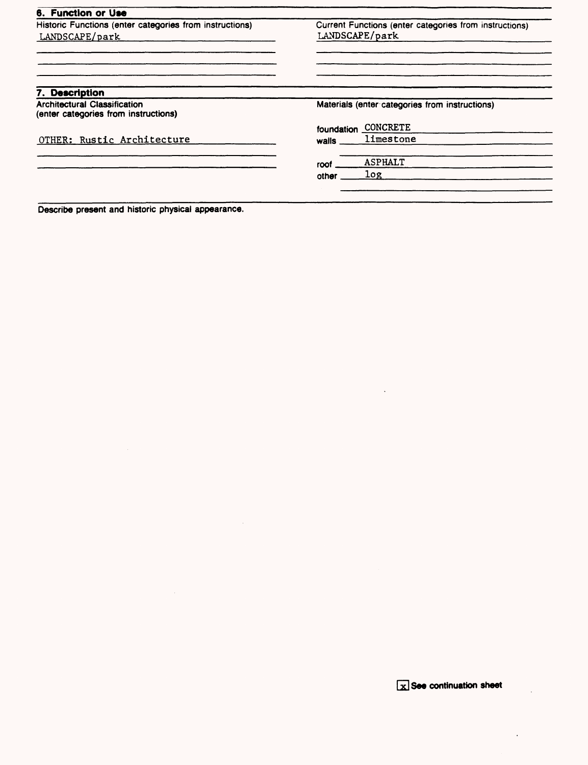## 6. Function or Use

| Historic Functions (enter categories from instructions) | Current Functions (enter categories from instructions) |
|---|---|
| LANDSCAPE/park | LANDSCAPE/park |

## 7. Description

| Architectural Classification (enter categories from instructions) | Materials (enter categories from instructions) | |
|---|---|---|
| OTHER: Rustic Architecture | foundation | CONCRETE |
| | walls | limestone |
| | roof | ASPHALT |
| | other | log |

Describe present and historic physical appearance.

[x] See continuation sheet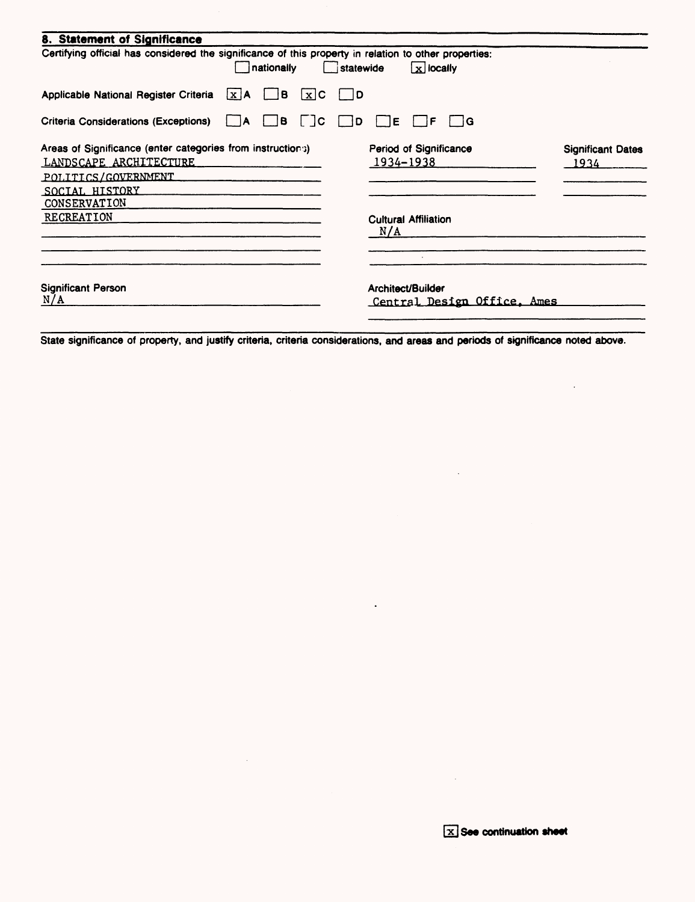## 8. Statement of Significance

Certifying official has considered the significance of this property in relation to other properties:

[ ] nationally [ ] statewide [x] locally

Applicable National Register Criteria [x] A [ ] B [x] C [ ] D

Criteria Considerations (Exceptions) [ ] A [ ] B [ ] C [ ] D [ ] E [ ] F [ ] G

| Areas of Significance (enter categories from instructions) | Period of Significance | Significant Dates |
| --- | --- | --- |
| LANDSCAPE ARCHITECTURE | 1934-1938 | 1934 |
| POLITICS/GOVERNMENT | | |
| SOCIAL HISTORY | | |
| CONSERVATION | | |
| RECREATION | | |

Cultural Affiliation

N/A

Significant Person

N/A

Architect/Builder

Central Design Office, Ames

State significance of property, and justify criteria, criteria considerations, and areas and periods of significance noted above.

[x] See continuation sheet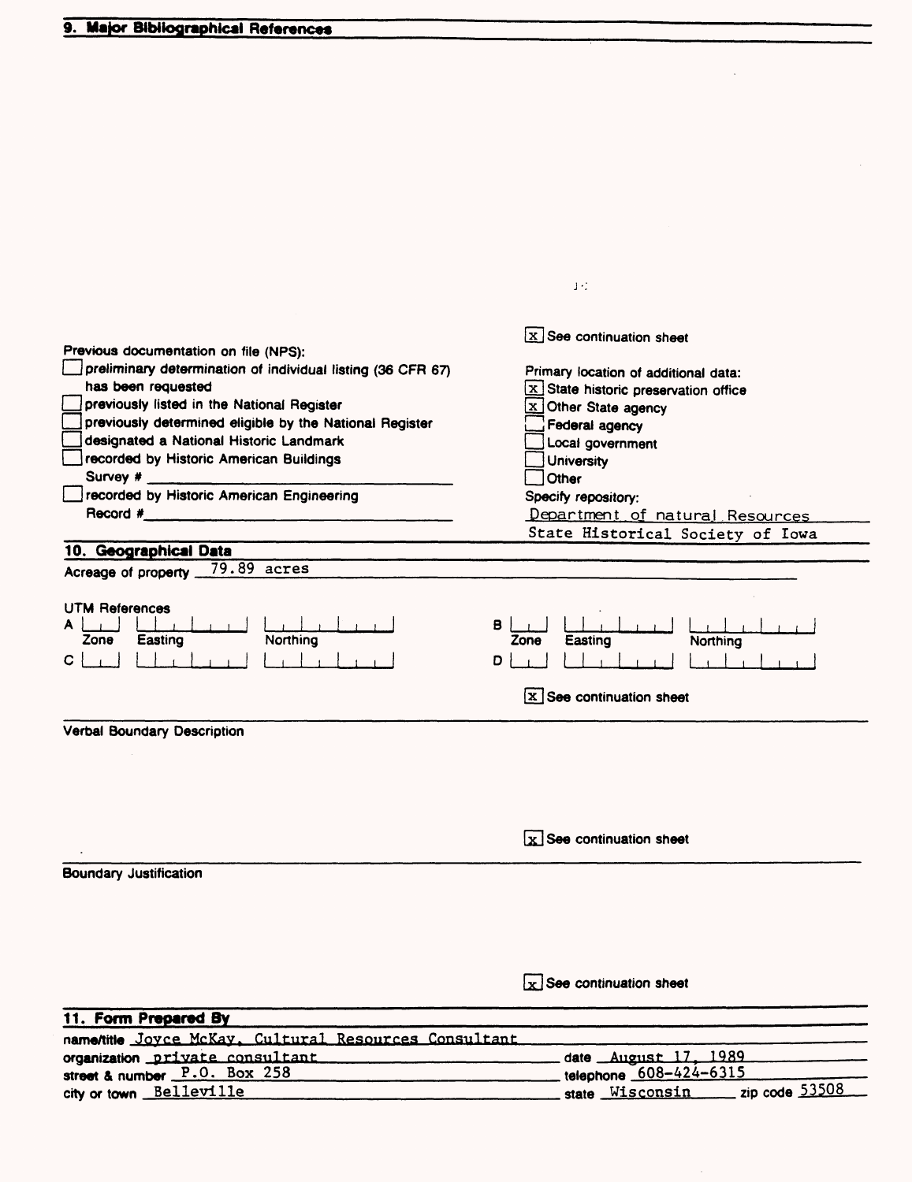## 9. Major Bibliographical References

[x] See continuation sheet

Previous documentation on file (NPS):

- [ ] preliminary determination of individual listing (36 CFR 67) has been requested
- [ ] previously listed in the National Register
- [ ] previously determined eligible by the National Register
- [ ] designated a National Historic Landmark
- [ ] recorded by Historic American Buildings Survey # ____________
- [ ] recorded by Historic American Engineering Record # ____________

Primary location of additional data:

- [x] State historic preservation office
- [x] Other State agency
- [ ] Federal agency
- [ ] Local government
- [ ] University
- [ ] Other

Specify repository:
Department of natural Resources
State Historical Society of Iowa

## 10. Geographical Data

Acreage of property 79.89 acres

UTM References

| | Zone | Easting | Northing |
|---|---|---|---|
| A | | | |
| B | | | |
| C | | | |
| D | | | |

[x] See continuation sheet

Verbal Boundary Description

[x] See continuation sheet

Boundary Justification

[x] See continuation sheet

## 11. Form Prepared By

name/title Joyce McKay, Cultural Resources Consultant
organization private consultant — date August 17, 1989
street & number P.O. Box 258 — telephone 608-424-6315
city or town Belleville — state Wisconsin — zip code 53508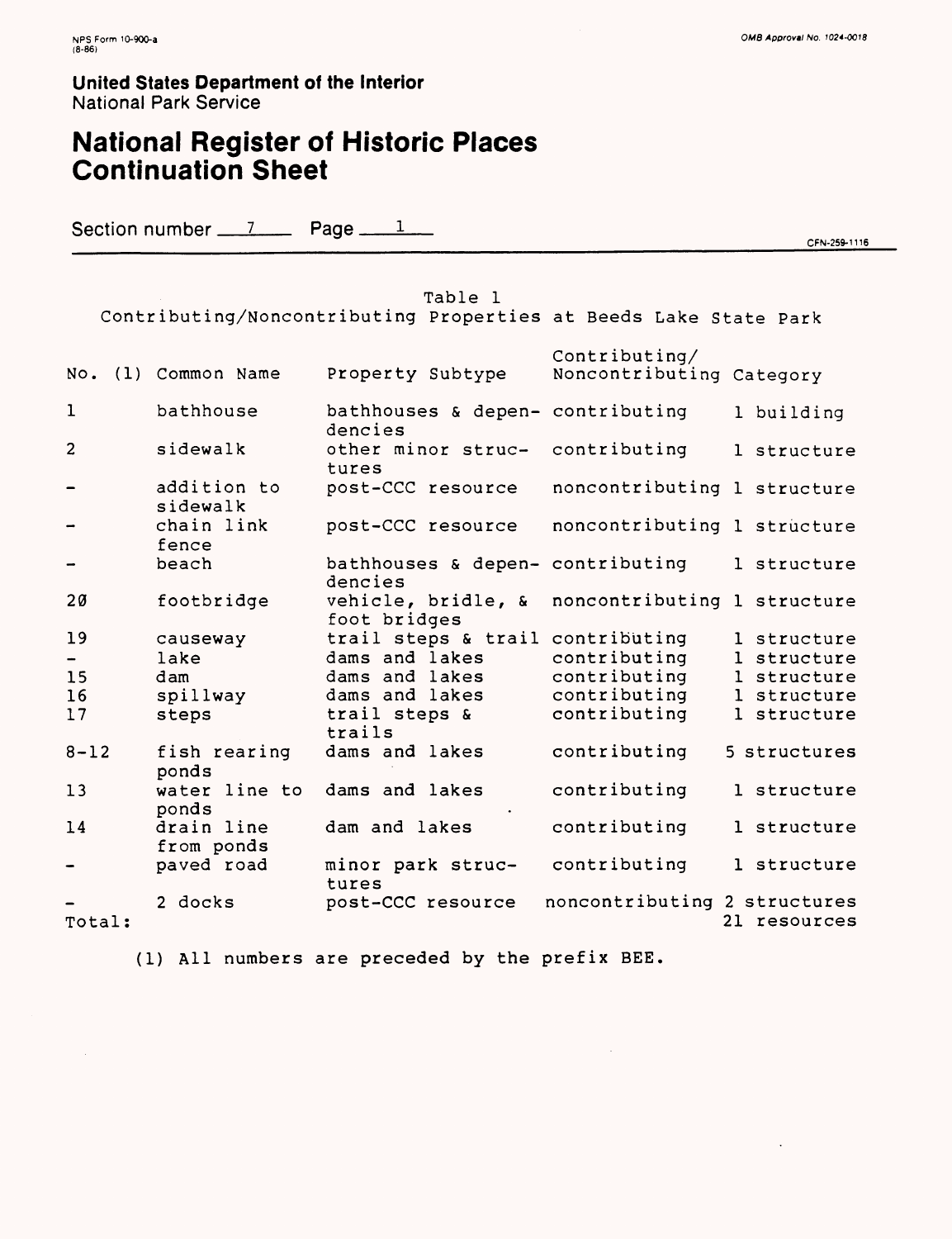NPS Form 10-900-a
(8-86)

OMB Approval No. 1024-0018

**United States Department of the Interior**
National Park Service

# National Register of Historic Places Continuation Sheet

Section number 7 Page 1

CFN-259-1116

Table 1
Contributing/Noncontributing Properties at Beeds Lake State Park

| No. (1) | Common Name | Property Subtype | Contributing/ Noncontributing | Category |
|---|---|---|---|---|
| 1 | bathhouse | bathhouses & dependencies | contributing | 1 building |
| 2 | sidewalk | other minor structures | contributing | 1 structure |
| - | addition to sidewalk | post-CCC resource | noncontributing | 1 structure |
| - | chain link fence | post-CCC resource | noncontributing | 1 structure |
| - | beach | bathhouses & dependencies | contributing | 1 structure |
| 20 | footbridge | vehicle, bridle, & foot bridges | noncontributing | 1 structure |
| 19 | causeway | trail steps & trail | contributing | 1 structure |
| - | lake | dams and lakes | contributing | 1 structure |
| 15 | dam | dams and lakes | contributing | 1 structure |
| 16 | spillway | dams and lakes | contributing | 1 structure |
| 17 | steps | trail steps & trails | contributing | 1 structure |
| 8-12 | fish rearing ponds | dams and lakes | contributing | 5 structures |
| 13 | water line to ponds | dams and lakes | contributing | 1 structure |
| 14 | drain line from ponds | dam and lakes | contributing | 1 structure |
| - | paved road | minor park structures | contributing | 1 structure |
| - | 2 docks | post-CCC resource | noncontributing | 2 structures |
| Total: | | | | 21 resources |

(1) All numbers are preceded by the prefix BEE.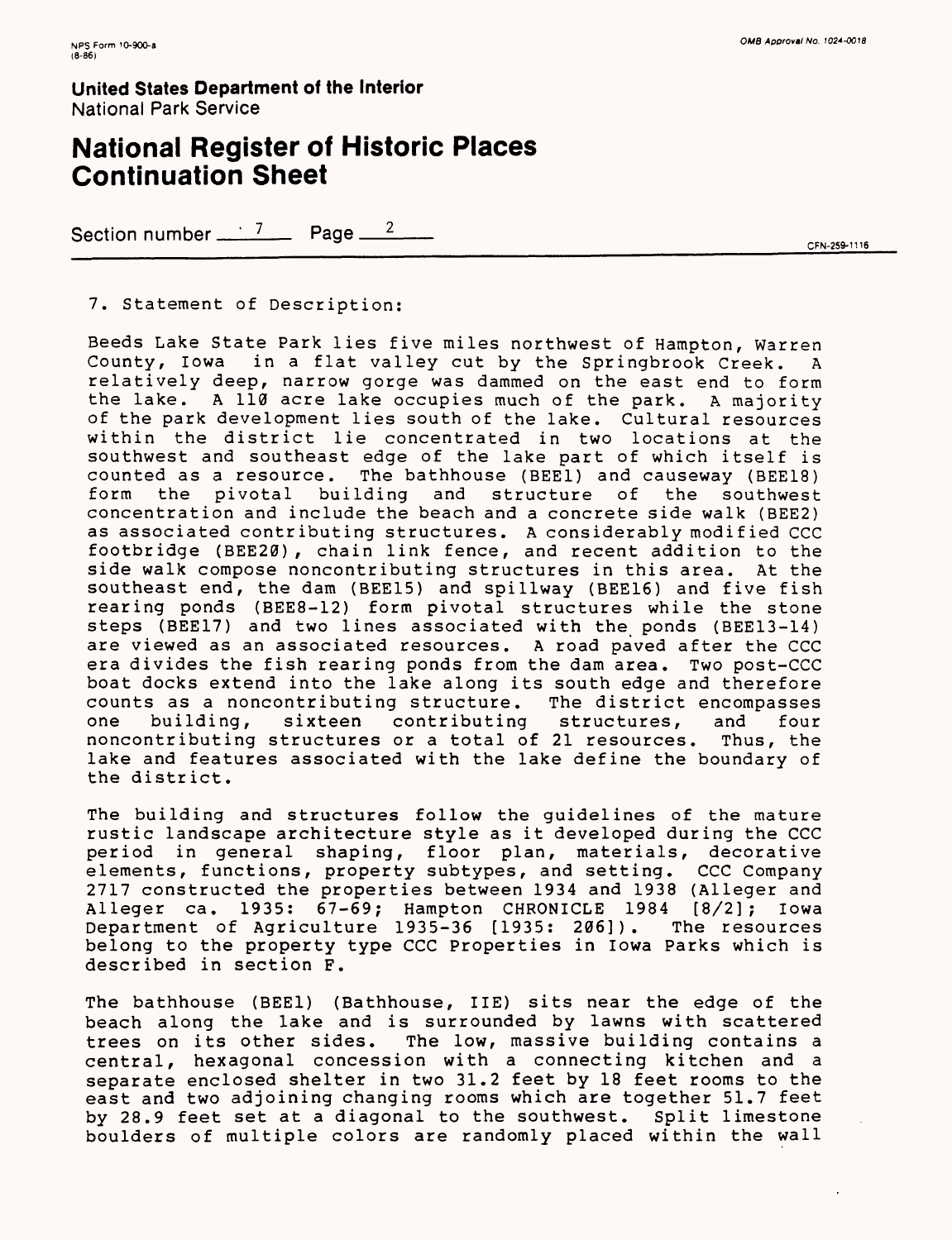**United States Department of the Interior**
National Park Service

# National Register of Historic Places Continuation Sheet

Section number 7 Page 2

7. Statement of Description:

Beeds Lake State Park lies five miles northwest of Hampton, Warren County, Iowa in a flat valley cut by the Springbrook Creek. A relatively deep, narrow gorge was dammed on the east end to form the lake. A 110 acre lake occupies much of the park. A majority of the park development lies south of the lake. Cultural resources within the district lie concentrated in two locations at the southwest and southeast edge of the lake part of which itself is counted as a resource. The bathhouse (BEE1) and causeway (BEE18) form the pivotal building and structure of the southwest concentration and include the beach and a concrete side walk (BEE2) as associated contributing structures. A considerably modified CCC footbridge (BEE20), chain link fence, and recent addition to the side walk compose noncontributing structures in this area. At the southeast end, the dam (BEE15) and spillway (BEE16) and five fish rearing ponds (BEE8-12) form pivotal structures while the stone steps (BEE17) and two lines associated with the ponds (BEE13-14) are viewed as an associated resources. A road paved after the CCC era divides the fish rearing ponds from the dam area. Two post-CCC boat docks extend into the lake along its south edge and therefore counts as a noncontributing structure. The district encompasses one building, sixteen contributing structures, and four noncontributing structures or a total of 21 resources. Thus, the lake and features associated with the lake define the boundary of the district.

The building and structures follow the guidelines of the mature rustic landscape architecture style as it developed during the CCC period in general shaping, floor plan, materials, decorative elements, functions, property subtypes, and setting. CCC Company 2717 constructed the properties between 1934 and 1938 (Alleger and Alleger ca. 1935: 67-69; Hampton CHRONICLE 1984 [8/2]; Iowa Department of Agriculture 1935-36 [1935: 206]). The resources belong to the property type CCC Properties in Iowa Parks which is described in section F.

The bathhouse (BEE1) (Bathhouse, IIE) sits near the edge of the beach along the lake and is surrounded by lawns with scattered trees on its other sides. The low, massive building contains a central, hexagonal concession with a connecting kitchen and a separate enclosed shelter in two 31.2 feet by 18 feet rooms to the east and two adjoining changing rooms which are together 51.7 feet by 28.9 feet set at a diagonal to the southwest. Split limestone boulders of multiple colors are randomly placed within the wall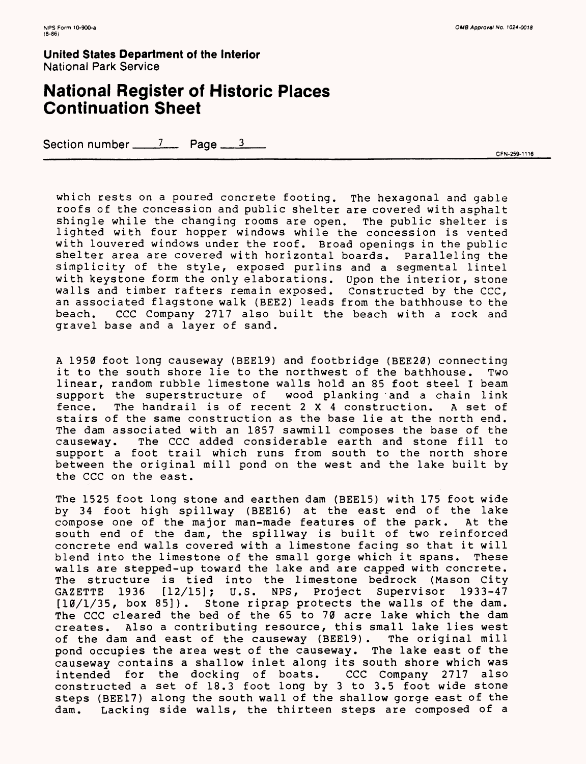which rests on a poured concrete footing. The hexagonal and gable roofs of the concession and public shelter are covered with asphalt shingle while the changing rooms are open. The public shelter is lighted with four hopper windows while the concession is vented with louvered windows under the roof. Broad openings in the public shelter area are covered with horizontal boards. Paralleling the simplicity of the style, exposed purlins and a segmental lintel with keystone form the only elaborations. Upon the interior, stone walls and timber rafters remain exposed. Constructed by the CCC, an associated flagstone walk (BEE2) leads from the bathhouse to the beach. CCC Company 2717 also built the beach with a rock and gravel base and a layer of sand.

A 1950 foot long causeway (BEE19) and footbridge (BEE20) connecting it to the south shore lie to the northwest of the bathhouse. Two linear, random rubble limestone walls hold an 85 foot steel I beam support the superstructure of wood planking and a chain link fence. The handrail is of recent 2 X 4 construction. A set of stairs of the same construction as the base lie at the north end. The dam associated with an 1857 sawmill composes the base of the causeway. The CCC added considerable earth and stone fill to support a foot trail which runs from south to the north shore between the original mill pond on the west and the lake built by the CCC on the east.

The 1525 foot long stone and earthen dam (BEE15) with 175 foot wide by 34 foot high spillway (BEE16) at the east end of the lake compose one of the major man-made features of the park. At the south end of the dam, the spillway is built of two reinforced concrete end walls covered with a limestone facing so that it will blend into the limestone of the small gorge which it spans. These walls are stepped-up toward the lake and are capped with concrete. The structure is tied into the limestone bedrock (Mason City GAZETTE 1936 [12/15]; U.S. NPS, Project Supervisor 1933-47 [10/1/35, box 85]). Stone riprap protects the walls of the dam. The CCC cleared the bed of the 65 to 70 acre lake which the dam creates. Also a contributing resource, this small lake lies west of the dam and east of the causeway (BEE19). The original mill pond occupies the area west of the causeway. The lake east of the causeway contains a shallow inlet along its south shore which was intended for the docking of boats. CCC Company 2717 also constructed a set of 18.3 foot long by 3 to 3.5 foot wide stone steps (BEE17) along the south wall of the shallow gorge east of the dam. Lacking side walls, the thirteen steps are composed of a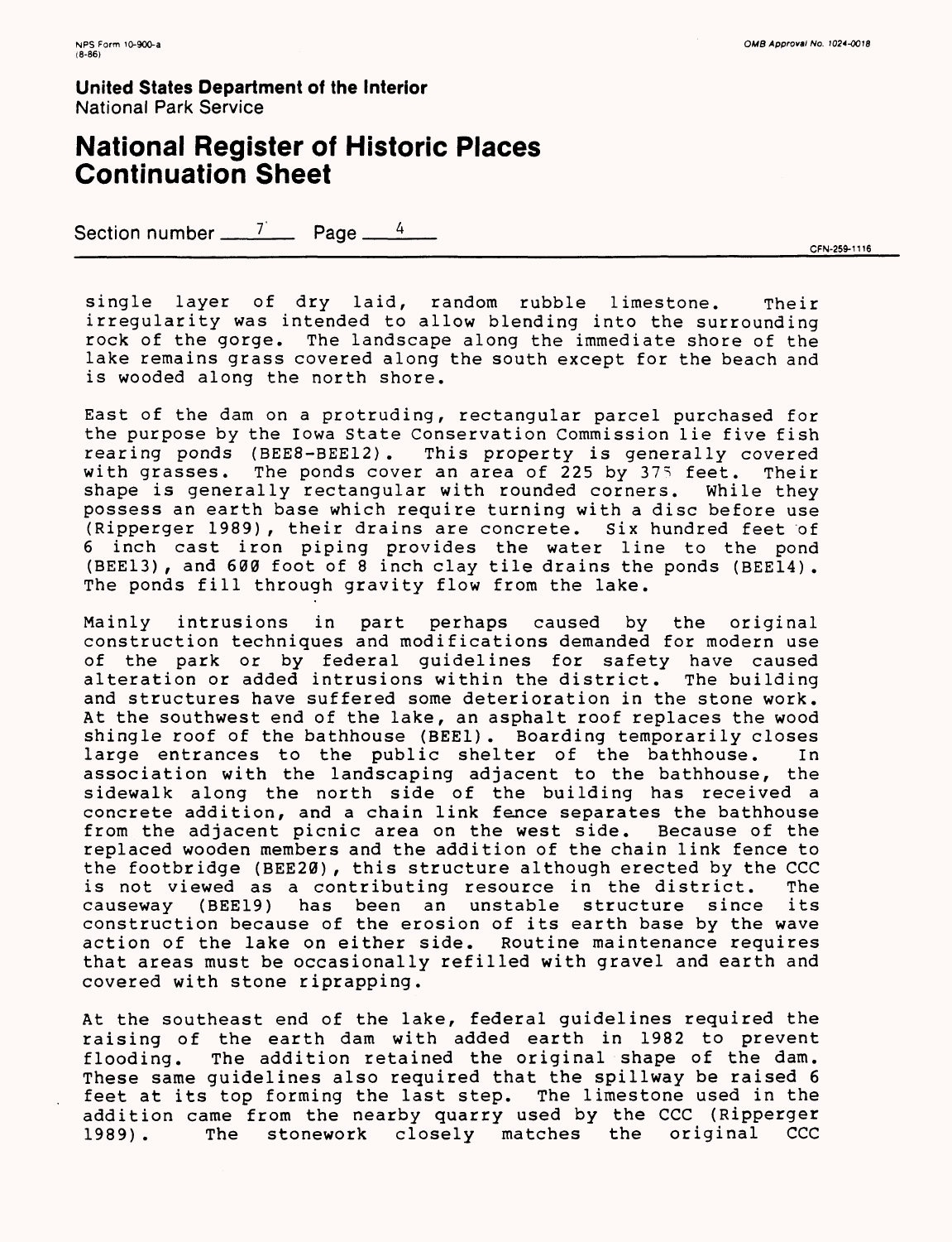single layer of dry laid, random rubble limestone. Their irregularity was intended to allow blending into the surrounding rock of the gorge. The landscape along the immediate shore of the lake remains grass covered along the south except for the beach and is wooded along the north shore.

East of the dam on a protruding, rectangular parcel purchased for the purpose by the Iowa State Conservation Commission lie five fish rearing ponds (BEE8-BEE12). This property is generally covered with grasses. The ponds cover an area of 225 by 375 feet. Their shape is generally rectangular with rounded corners. While they possess an earth base which require turning with a disc before use (Ripperger 1989), their drains are concrete. Six hundred feet of 6 inch cast iron piping provides the water line to the pond (BEE13), and 600 foot of 8 inch clay tile drains the ponds (BEE14). The ponds fill through gravity flow from the lake.

Mainly intrusions in part perhaps caused by the original construction techniques and modifications demanded for modern use of the park or by federal guidelines for safety have caused alteration or added intrusions within the district. The building and structures have suffered some deterioration in the stone work. At the southwest end of the lake, an asphalt roof replaces the wood shingle roof of the bathhouse (BEE1). Boarding temporarily closes large entrances to the public shelter of the bathhouse. In association with the landscaping adjacent to the bathhouse, the sidewalk along the north side of the building has received a concrete addition, and a chain link fence separates the bathhouse from the adjacent picnic area on the west side. Because of the replaced wooden members and the addition of the chain link fence to the footbridge (BEE20), this structure although erected by the CCC is not viewed as a contributing resource in the district. The causeway (BEE19) has been an unstable structure since its construction because of the erosion of its earth base by the wave action of the lake on either side. Routine maintenance requires that areas must be occasionally refilled with gravel and earth and covered with stone riprapping.

At the southeast end of the lake, federal guidelines required the raising of the earth dam with added earth in 1982 to prevent flooding. The addition retained the original shape of the dam. These same guidelines also required that the spillway be raised 6 feet at its top forming the last step. The limestone used in the addition came from the nearby quarry used by the CCC (Ripperger 1989). The stonework closely matches the original CCC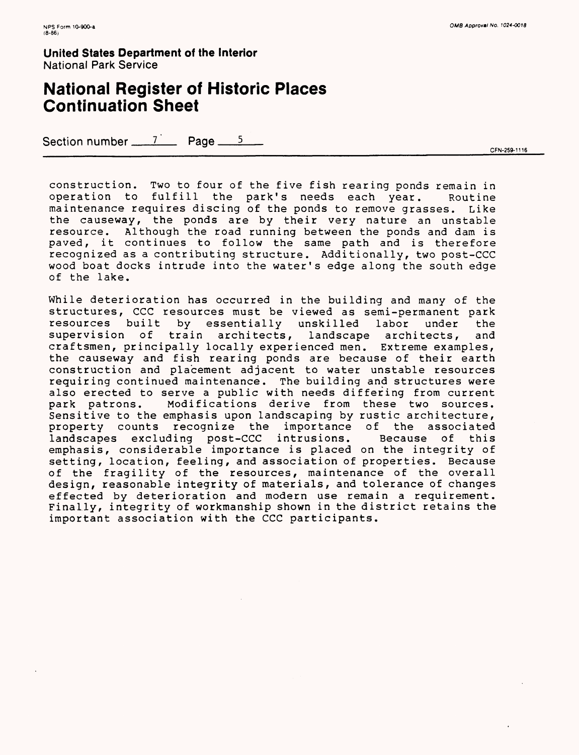construction. Two to four of the five fish rearing ponds remain in operation to fulfill the park's needs each year. Routine maintenance requires discing of the ponds to remove grasses. Like the causeway, the ponds are by their very nature an unstable resource. Although the road running between the ponds and dam is paved, it continues to follow the same path and is therefore recognized as a contributing structure. Additionally, two post-CCC wood boat docks intrude into the water's edge along the south edge of the lake.

While deterioration has occurred in the building and many of the structures, CCC resources must be viewed as semi-permanent park resources built by essentially unskilled labor under the supervision of train architects, landscape architects, and craftsmen, principally locally experienced men. Extreme examples, the causeway and fish rearing ponds are because of their earth construction and placement adjacent to water unstable resources requiring continued maintenance. The building and structures were also erected to serve a public with needs differing from current park patrons. Modifications derive from these two sources. Sensitive to the emphasis upon landscaping by rustic architecture, property counts recognize the importance of the associated landscapes excluding post-CCC intrusions. Because of this emphasis, considerable importance is placed on the integrity of setting, location, feeling, and association of properties. Because of the fragility of the resources, maintenance of the overall design, reasonable integrity of materials, and tolerance of changes effected by deterioration and modern use remain a requirement. Finally, integrity of workmanship shown in the district retains the important association with the CCC participants.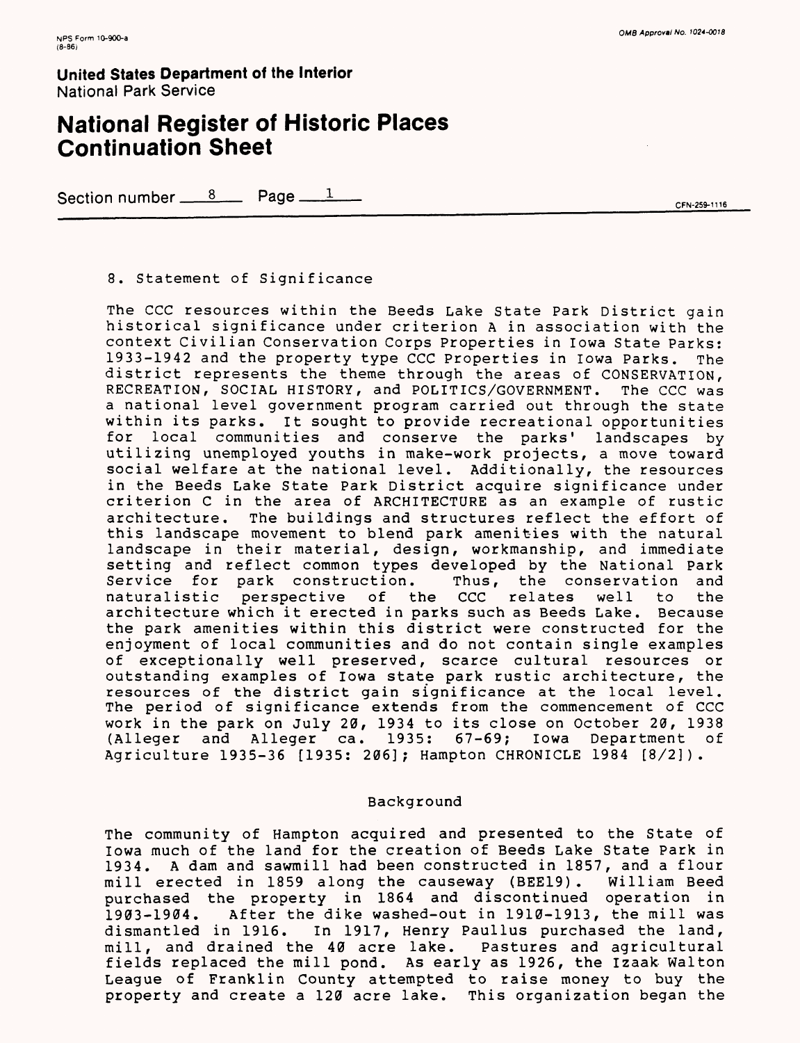8. Statement of Significance

The CCC resources within the Beeds Lake State Park District gain historical significance under criterion A in association with the context Civilian Conservation Corps Properties in Iowa State Parks: 1933-1942 and the property type CCC Properties in Iowa Parks. The district represents the theme through the areas of CONSERVATION, RECREATION, SOCIAL HISTORY, and POLITICS/GOVERNMENT. The CCC was a national level government program carried out through the state within its parks. It sought to provide recreational opportunities for local communities and conserve the parks' landscapes by utilizing unemployed youths in make-work projects, a move toward social welfare at the national level. Additionally, the resources in the Beeds Lake State Park District acquire significance under criterion C in the area of ARCHITECTURE as an example of rustic architecture. The buildings and structures reflect the effort of this landscape movement to blend park amenities with the natural landscape in their material, design, workmanship, and immediate setting and reflect common types developed by the National Park Service for park construction. Thus, the conservation and naturalistic perspective of the CCC relates well to the architecture which it erected in parks such as Beeds Lake. Because the park amenities within this district were constructed for the enjoyment of local communities and do not contain single examples of exceptionally well preserved, scarce cultural resources or outstanding examples of Iowa state park rustic architecture, the resources of the district gain significance at the local level. The period of significance extends from the commencement of CCC work in the park on July 20, 1934 to its close on October 20, 1938 (Alleger and Alleger ca. 1935: 67-69; Iowa Department of Agriculture 1935-36 [1935: 206]; Hampton CHRONICLE 1984 [8/2]).

Background

The community of Hampton acquired and presented to the State of Iowa much of the land for the creation of Beeds Lake State Park in 1934. A dam and sawmill had been constructed in 1857, and a flour mill erected in 1859 along the causeway (BEE19). William Beed purchased the property in 1864 and discontinued operation in 1903-1904. After the dike washed-out in 1910-1913, the mill was dismantled in 1916. In 1917, Henry Paullus purchased the land, mill, and drained the 40 acre lake. Pastures and agricultural fields replaced the mill pond. As early as 1926, the Izaak Walton League of Franklin County attempted to raise money to buy the property and create a 120 acre lake. This organization began the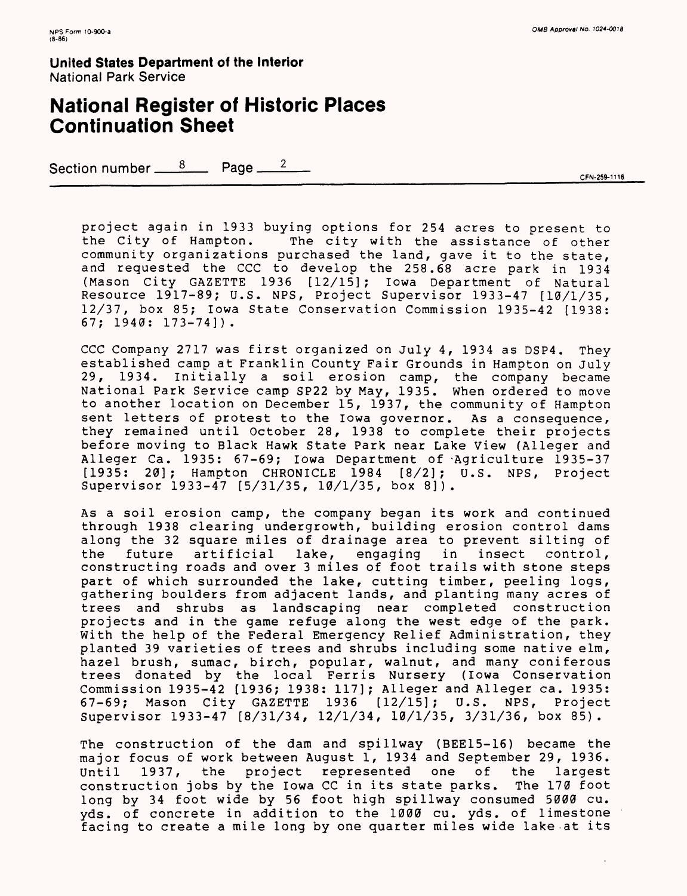project again in 1933 buying options for 254 acres to present to the City of Hampton. The city with the assistance of other community organizations purchased the land, gave it to the state, and requested the CCC to develop the 258.68 acre park in 1934 (Mason City GAZETTE 1936 [12/15]; Iowa Department of Natural Resource 1917-89; U.S. NPS, Project Supervisor 1933-47 [10/1/35, 12/37, box 85]; Iowa State Conservation Commission 1935-42 [1938: 67; 1940: 173-74]).

CCC Company 2717 was first organized on July 4, 1934 as DSP4. They established camp at Franklin County Fair Grounds in Hampton on July 29, 1934. Initially a soil erosion camp, the company became National Park Service camp SP22 by May, 1935. When ordered to move to another location on December 15, 1937, the community of Hampton sent letters of protest to the Iowa governor. As a consequence, they remained until October 28, 1938 to complete their projects before moving to Black Hawk State Park near Lake View (Alleger and Alleger Ca. 1935: 67-69; Iowa Department of Agriculture 1935-37 [1935: 20]; Hampton CHRONICLE 1984 [8/2]; U.S. NPS, Project Supervisor 1933-47 [5/31/35, 10/1/35, box 8]).

As a soil erosion camp, the company began its work and continued through 1938 clearing undergrowth, building erosion control dams along the 32 square miles of drainage area to prevent silting of the future artificial lake, engaging in insect control, constructing roads and over 3 miles of foot trails with stone steps part of which surrounded the lake, cutting timber, peeling logs, gathering boulders from adjacent lands, and planting many acres of trees and shrubs as landscaping near completed construction projects and in the game refuge along the west edge of the park. With the help of the Federal Emergency Relief Administration, they planted 39 varieties of trees and shrubs including some native elm, hazel brush, sumac, birch, popular, walnut, and many coniferous trees donated by the local Ferris Nursery (Iowa Conservation Commission 1935-42 [1936; 1938: 117]; Alleger and Alleger ca. 1935: 67-69; Mason City GAZETTE 1936 [12/15]; U.S. NPS, Project Supervisor 1933-47 [8/31/34, 12/1/34, 10/1/35, 3/31/36, box 85).

The construction of the dam and spillway (BEE15-16) became the major focus of work between August 1, 1934 and September 29, 1936. Until 1937, the project represented one of the largest construction jobs by the Iowa CC in its state parks. The 170 foot long by 34 foot wide by 56 foot high spillway consumed 5000 cu. yds. of concrete in addition to the 1000 cu. yds. of limestone facing to create a mile long by one quarter miles wide lake at its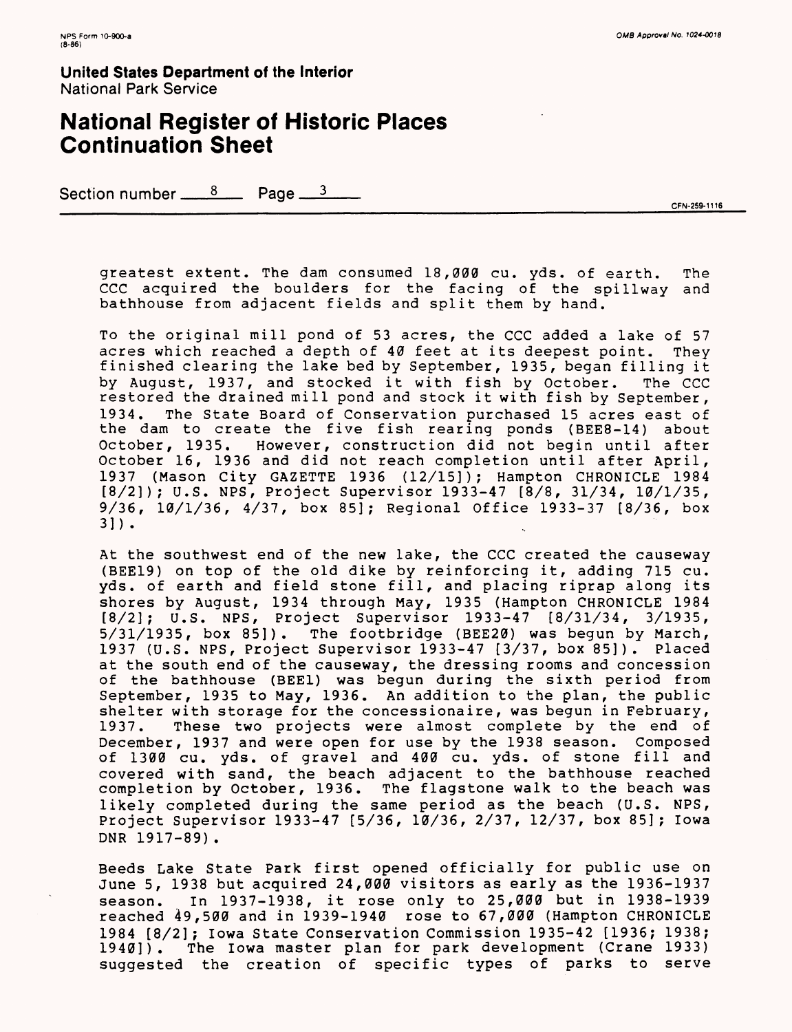greatest extent. The dam consumed 18,000 cu. yds. of earth. The CCC acquired the boulders for the facing of the spillway and bathhouse from adjacent fields and split them by hand.

To the original mill pond of 53 acres, the CCC added a lake of 57 acres which reached a depth of 40 feet at its deepest point. They finished clearing the lake bed by September, 1935, began filling it by August, 1937, and stocked it with fish by October. The CCC restored the drained mill pond and stock it with fish by September, 1934. The State Board of Conservation purchased 15 acres east of the dam to create the five fish rearing ponds (BEE8-14) about October, 1935. However, construction did not begin until after October 16, 1936 and did not reach completion until after April, 1937 (Mason City GAZETTE 1936 (12/15]); Hampton CHRONICLE 1984 [8/2]); U.S. NPS, Project Supervisor 1933-47 [8/8, 31/34, 10/1/35, 9/36, 10/1/36, 4/37, box 85]; Regional Office 1933-37 [8/36, box 3]).

At the southwest end of the new lake, the CCC created the causeway (BEE19) on top of the old dike by reinforcing it, adding 715 cu. yds. of earth and field stone fill, and placing riprap along its shores by August, 1934 through May, 1935 (Hampton CHRONICLE 1984 [8/2]; U.S. NPS, Project Supervisor 1933-47 [8/31/34, 3/1935, 5/31/1935, box 85]). The footbridge (BEE20) was begun by March, 1937 (U.S. NPS, Project Supervisor 1933-47 [3/37, box 85]). Placed at the south end of the causeway, the dressing rooms and concession of the bathhouse (BEE1) was begun during the sixth period from September, 1935 to May, 1936. An addition to the plan, the public shelter with storage for the concessionaire, was begun in February, 1937. These two projects were almost complete by the end of December, 1937 and were open for use by the 1938 season. Composed of 1300 cu. yds. of gravel and 400 cu. yds. of stone fill and covered with sand, the beach adjacent to the bathhouse reached completion by October, 1936. The flagstone walk to the beach was likely completed during the same period as the beach (U.S. NPS, Project Supervisor 1933-47 [5/36, 10/36, 2/37, 12/37, box 85]; Iowa DNR 1917-89).

Beeds Lake State Park first opened officially for public use on June 5, 1938 but acquired 24,000 visitors as early as the 1936-1937 season. In 1937-1938, it rose only to 25,000 but in 1938-1939 reached 49,500 and in 1939-1940 rose to 67,000 (Hampton CHRONICLE 1984 [8/2]; Iowa State Conservation Commission 1935-42 [1936; 1938; 1940]). The Iowa master plan for park development (Crane 1933) suggested the creation of specific types of parks to serve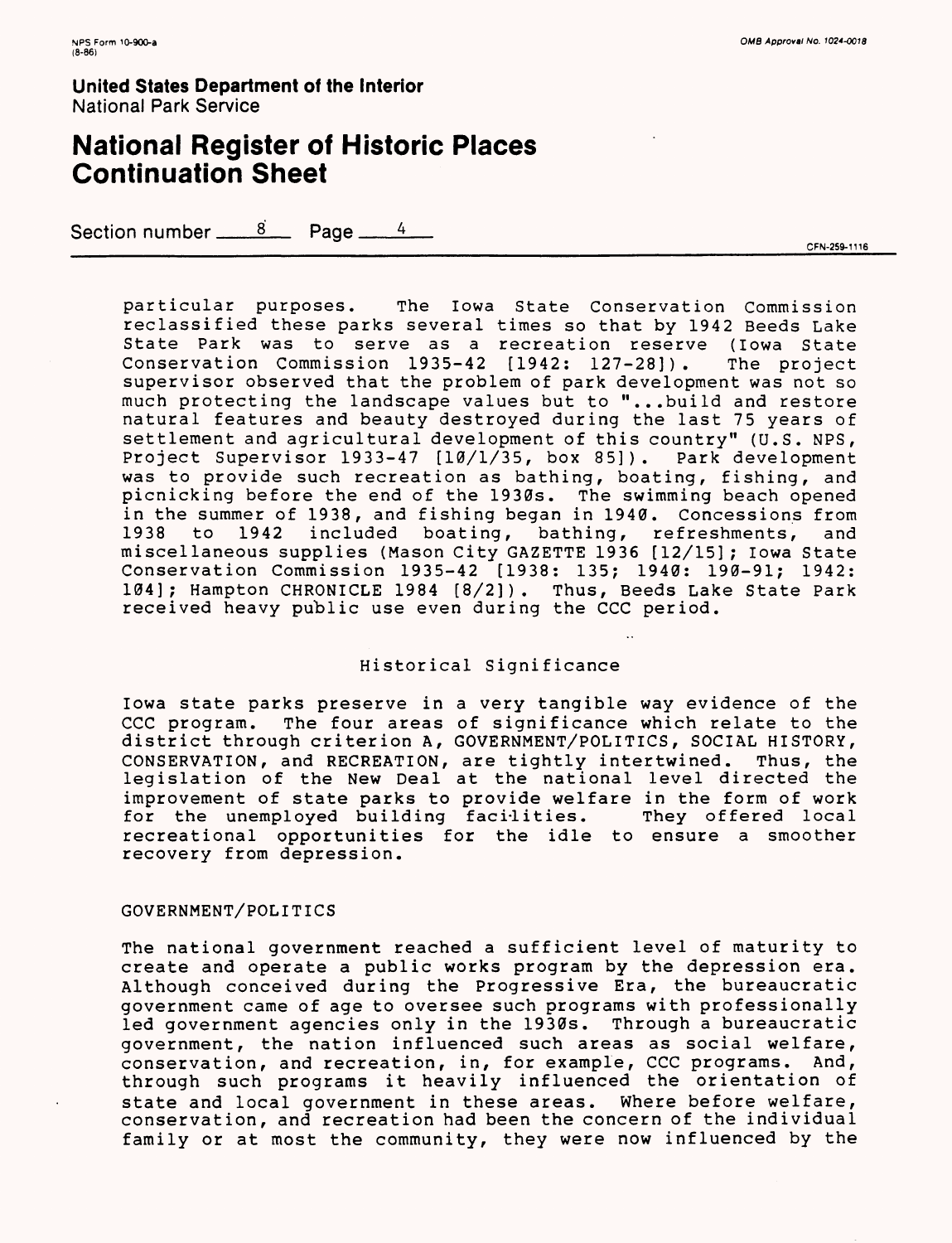particular purposes. The Iowa State Conservation Commission reclassified these parks several times so that by 1942 Beeds Lake State Park was to serve as a recreation reserve (Iowa State Conservation Commission 1935-42 [1942: 127-28]). The project supervisor observed that the problem of park development was not so much protecting the landscape values but to "...build and restore natural features and beauty destroyed during the last 75 years of settlement and agricultural development of this country" (U.S. NPS, Project Supervisor 1933-47 [10/1/35, box 85]). Park development was to provide such recreation as bathing, boating, fishing, and picnicking before the end of the 1930s. The swimming beach opened in the summer of 1938, and fishing began in 1940. Concessions from 1938 to 1942 included boating, bathing, refreshments, and miscellaneous supplies (Mason City GAZETTE 1936 [12/15]; Iowa State Conservation Commission 1935-42 [1938: 135; 1940: 190-91; 1942: 104]; Hampton CHRONICLE 1984 [8/2]). Thus, Beeds Lake State Park received heavy public use even during the CCC period.

## Historical Significance

Iowa state parks preserve in a very tangible way evidence of the CCC program. The four areas of significance which relate to the district through criterion A, GOVERNMENT/POLITICS, SOCIAL HISTORY, CONSERVATION, and RECREATION, are tightly intertwined. Thus, the legislation of the New Deal at the national level directed the improvement of state parks to provide welfare in the form of work for the unemployed building facilities. They offered local recreational opportunities for the idle to ensure a smoother recovery from depression.

### GOVERNMENT/POLITICS

The national government reached a sufficient level of maturity to create and operate a public works program by the depression era. Although conceived during the Progressive Era, the bureaucratic government came of age to oversee such programs with professionally led government agencies only in the 1930s. Through a bureaucratic government, the nation influenced such areas as social welfare, conservation, and recreation, in, for example, CCC programs. And, through such programs it heavily influenced the orientation of state and local government in these areas. Where before welfare, conservation, and recreation had been the concern of the individual family or at most the community, they were now influenced by the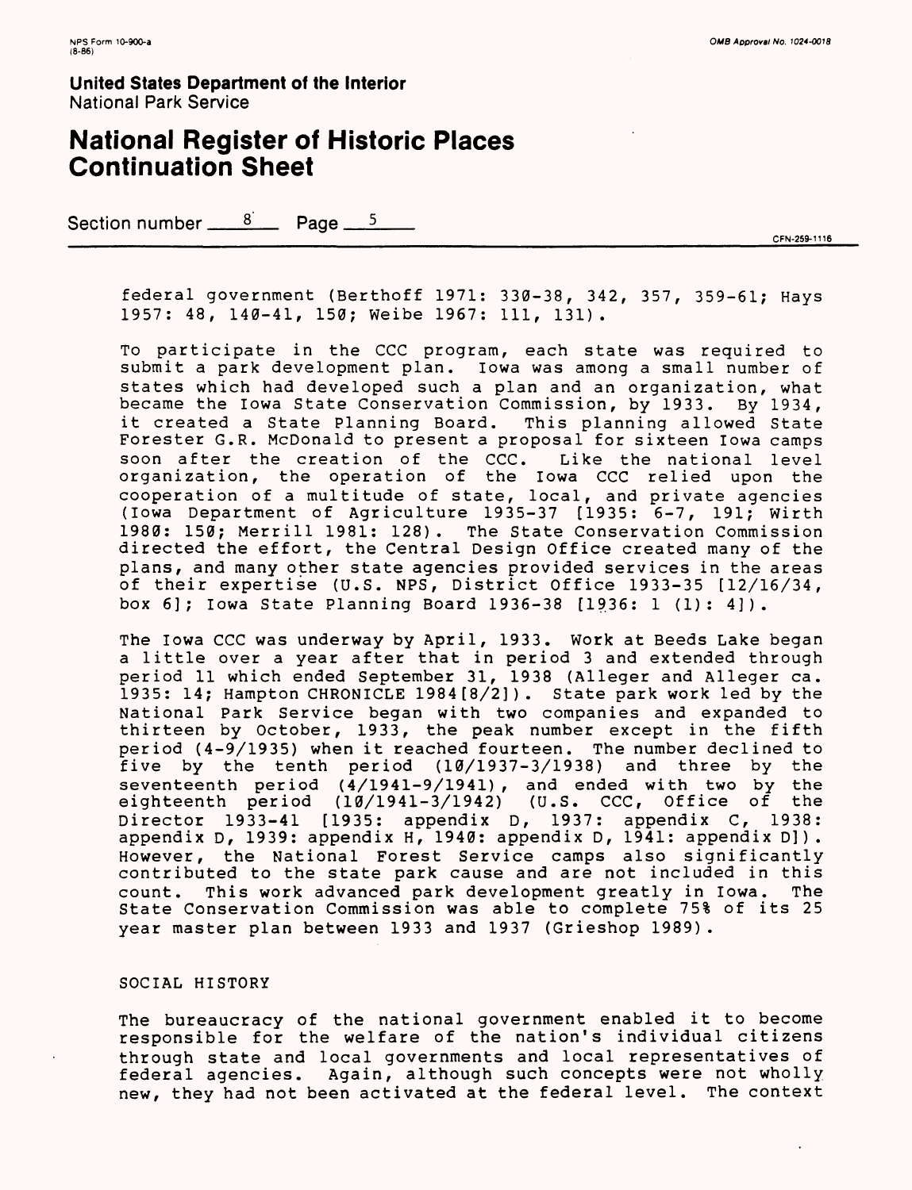federal government (Berthoff 1971: 330-38, 342, 357, 359-61; Hays 1957: 48, 140-41, 150; Weibe 1967: 111, 131).

To participate in the CCC program, each state was required to submit a park development plan. Iowa was among a small number of states which had developed such a plan and an organization, what became the Iowa State Conservation Commission, by 1933. By 1934, it created a State Planning Board. This planning allowed State Forester G.R. McDonald to present a proposal for sixteen Iowa camps soon after the creation of the CCC. Like the national level organization, the operation of the Iowa CCC relied upon the cooperation of a multitude of state, local, and private agencies (Iowa Department of Agriculture 1935-37 [1935: 6-7, 191; Wirth 1980: 150; Merrill 1981: 128). The State Conservation Commission directed the effort, the Central Design Office created many of the plans, and many other state agencies provided services in the areas of their expertise (U.S. NPS, District Office 1933-35 [12/16/34, box 6]; Iowa State Planning Board 1936-38 [1936: 1 (1): 4]).

The Iowa CCC was underway by April, 1933. Work at Beeds Lake began a little over a year after that in period 3 and extended through period 11 which ended September 31, 1938 (Alleger and Alleger ca. 1935: 14; Hampton CHRONICLE 1984[8/2]). State park work led by the National Park Service began with two companies and expanded to thirteen by October, 1933, the peak number except in the fifth period (4-9/1935) when it reached fourteen. The number declined to five by the tenth period (10/1937-3/1938) and three by the seventeenth period (4/1941-9/1941), and ended with two by the eighteenth period (10/1941-3/1942) (U.S. CCC, Office of the Director 1933-41 [1935: appendix D, 1937: appendix C, 1938: appendix D, 1939: appendix H, 1940: appendix D, 1941: appendix D]). However, the National Forest Service camps also significantly contributed to the state park cause and are not included in this count. This work advanced park development greatly in Iowa. The State Conservation Commission was able to complete 75% of its 25 year master plan between 1933 and 1937 (Grieshop 1989).

SOCIAL HISTORY

The bureaucracy of the national government enabled it to become responsible for the welfare of the nation's individual citizens through state and local governments and local representatives of federal agencies. Again, although such concepts were not wholly new, they had not been activated at the federal level. The context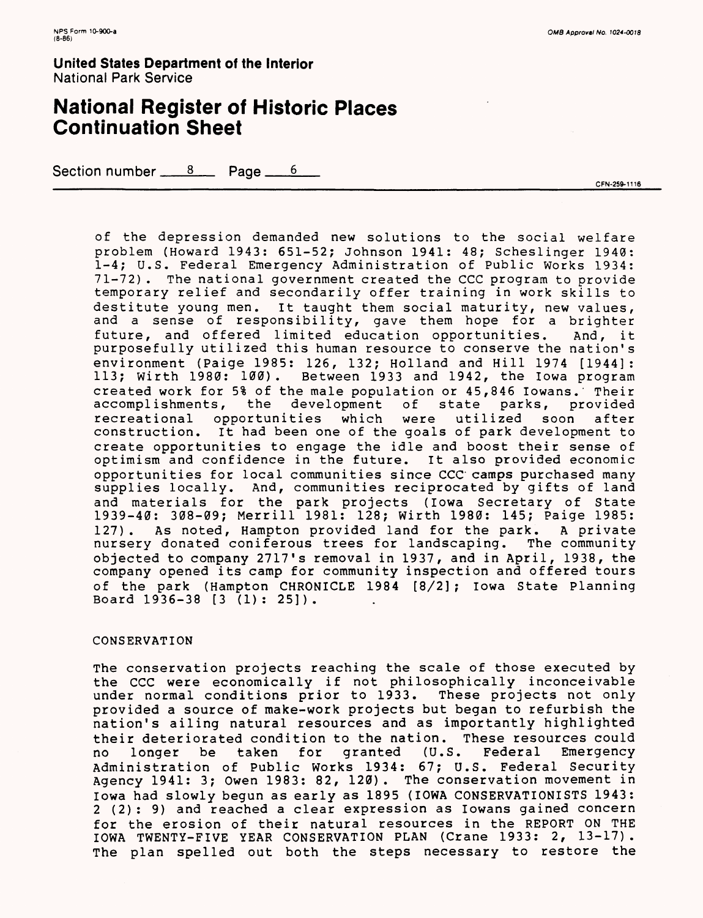of the depression demanded new solutions to the social welfare problem (Howard 1943: 651-52; Johnson 1941: 48; Scheslinger 1940: 1-4; U.S. Federal Emergency Administration of Public Works 1934: 71-72). The national government created the CCC program to provide temporary relief and secondarily offer training in work skills to destitute young men. It taught them social maturity, new values, and a sense of responsibility, gave them hope for a brighter future, and offered limited education opportunities. And, it purposefully utilized this human resource to conserve the nation's environment (Paige 1985: 126, 132; Holland and Hill 1974 [1944]: 113; Wirth 1980: 100). Between 1933 and 1942, the Iowa program created work for 5% of the male population or 45,846 Iowans. Their accomplishments, the development of state parks, provided recreational opportunities which were utilized soon after construction. It had been one of the goals of park development to create opportunities to engage the idle and boost their sense of optimism and confidence in the future. It also provided economic opportunities for local communities since CCC camps purchased many supplies locally. And, communities reciprocated by gifts of land and materials for the park projects (Iowa Secretary of State 1939-40: 308-09; Merrill 1981: 128; Wirth 1980: 145; Paige 1985: 127). As noted, Hampton provided land for the park. A private nursery donated coniferous trees for landscaping. The community objected to company 2717's removal in 1937, and in April, 1938, the company opened its camp for community inspection and offered tours of the park (Hampton CHRONICLE 1984 [8/2]; Iowa State Planning Board 1936-38 [3 (1): 25]).

CONSERVATION

The conservation projects reaching the scale of those executed by the CCC were economically if not philosophically inconceivable under normal conditions prior to 1933. These projects not only provided a source of make-work projects but began to refurbish the nation's ailing natural resources and as importantly highlighted their deteriorated condition to the nation. These resources could no longer be taken for granted (U.S. Federal Emergency Administration of Public Works 1934: 67; U.S. Federal Security Agency 1941: 3; Owen 1983: 82, 120). The conservation movement in Iowa had slowly begun as early as 1895 (IOWA CONSERVATIONISTS 1943: 2 (2): 9) and reached a clear expression as Iowans gained concern for the erosion of their natural resources in the REPORT ON THE IOWA TWENTY-FIVE YEAR CONSERVATION PLAN (Crane 1933: 2, 13-17). The plan spelled out both the steps necessary to restore the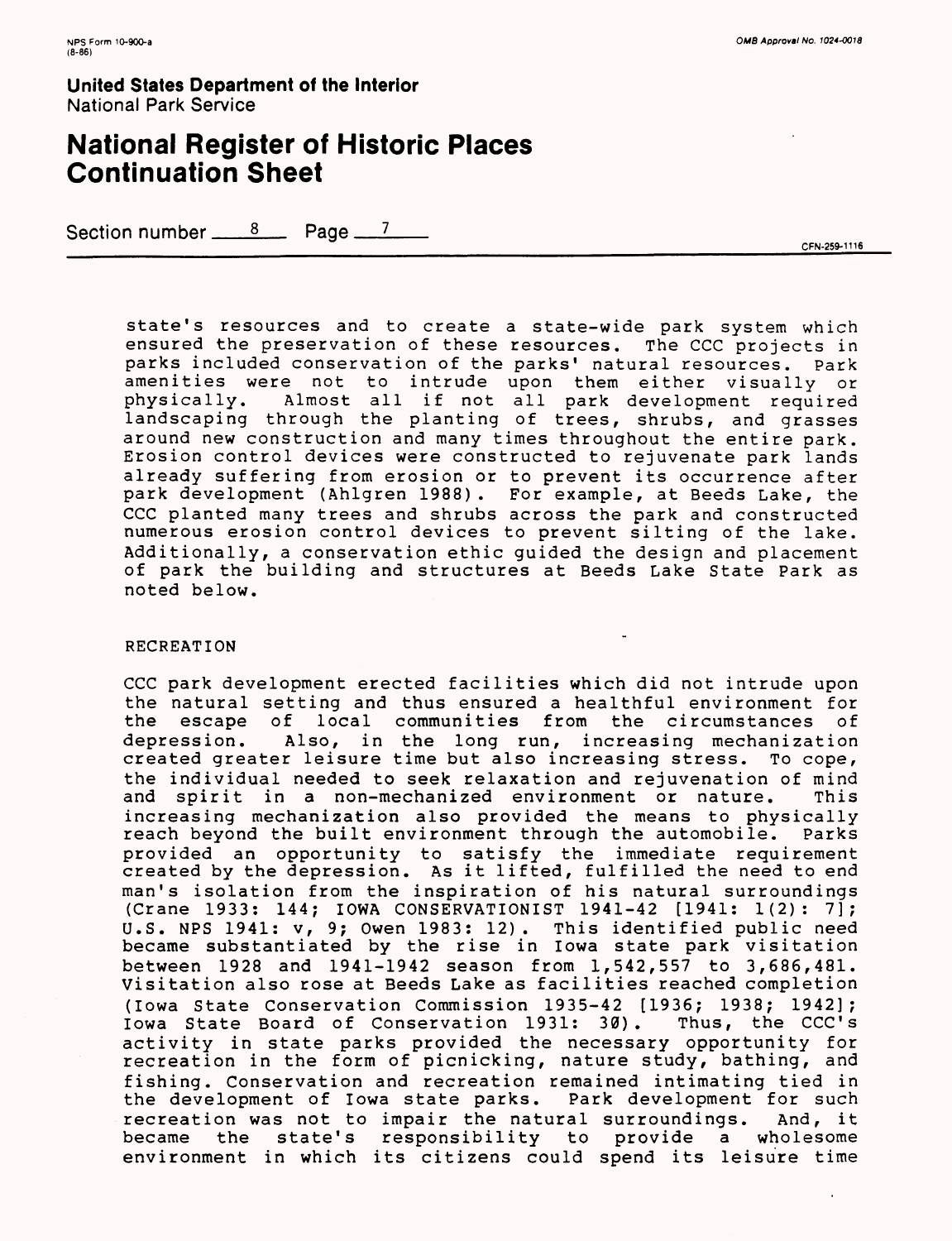state's resources and to create a state-wide park system which ensured the preservation of these resources. The CCC projects in parks included conservation of the parks' natural resources. Park amenities were not to intrude upon them either visually or physically. Almost all if not all park development required landscaping through the planting of trees, shrubs, and grasses around new construction and many times throughout the entire park. Erosion control devices were constructed to rejuvenate park lands already suffering from erosion or to prevent its occurrence after park development (Ahlgren 1988). For example, at Beeds Lake, the CCC planted many trees and shrubs across the park and constructed numerous erosion control devices to prevent silting of the lake. Additionally, a conservation ethic guided the design and placement of park the building and structures at Beeds Lake State Park as noted below.

RECREATION

CCC park development erected facilities which did not intrude upon the natural setting and thus ensured a healthful environment for the escape of local communities from the circumstances of depression. Also, in the long run, increasing mechanization created greater leisure time but also increasing stress. To cope, the individual needed to seek relaxation and rejuvenation of mind and spirit in a non-mechanized environment or nature. This increasing mechanization also provided the means to physically reach beyond the built environment through the automobile. Parks provided an opportunity to satisfy the immediate requirement created by the depression. As it lifted, fulfilled the need to end man's isolation from the inspiration of his natural surroundings (Crane 1933: 144; IOWA CONSERVATIONIST 1941-42 [1941: 1(2): 7]; U.S. NPS 1941: v, 9; Owen 1983: 12). This identified public need became substantiated by the rise in Iowa state park visitation between 1928 and 1941-1942 season from 1,542,557 to 3,686,481. Visitation also rose at Beeds Lake as facilities reached completion (Iowa State Conservation Commission 1935-42 [1936; 1938; 1942]; Iowa State Board of Conservation 1931: 30). Thus, the CCC's activity in state parks provided the necessary opportunity for recreation in the form of picnicking, nature study, bathing, and fishing. Conservation and recreation remained intimating tied in the development of Iowa state parks. Park development for such recreation was not to impair the natural surroundings. And, it became the state's responsibility to provide a wholesome environment in which its citizens could spend its leisure time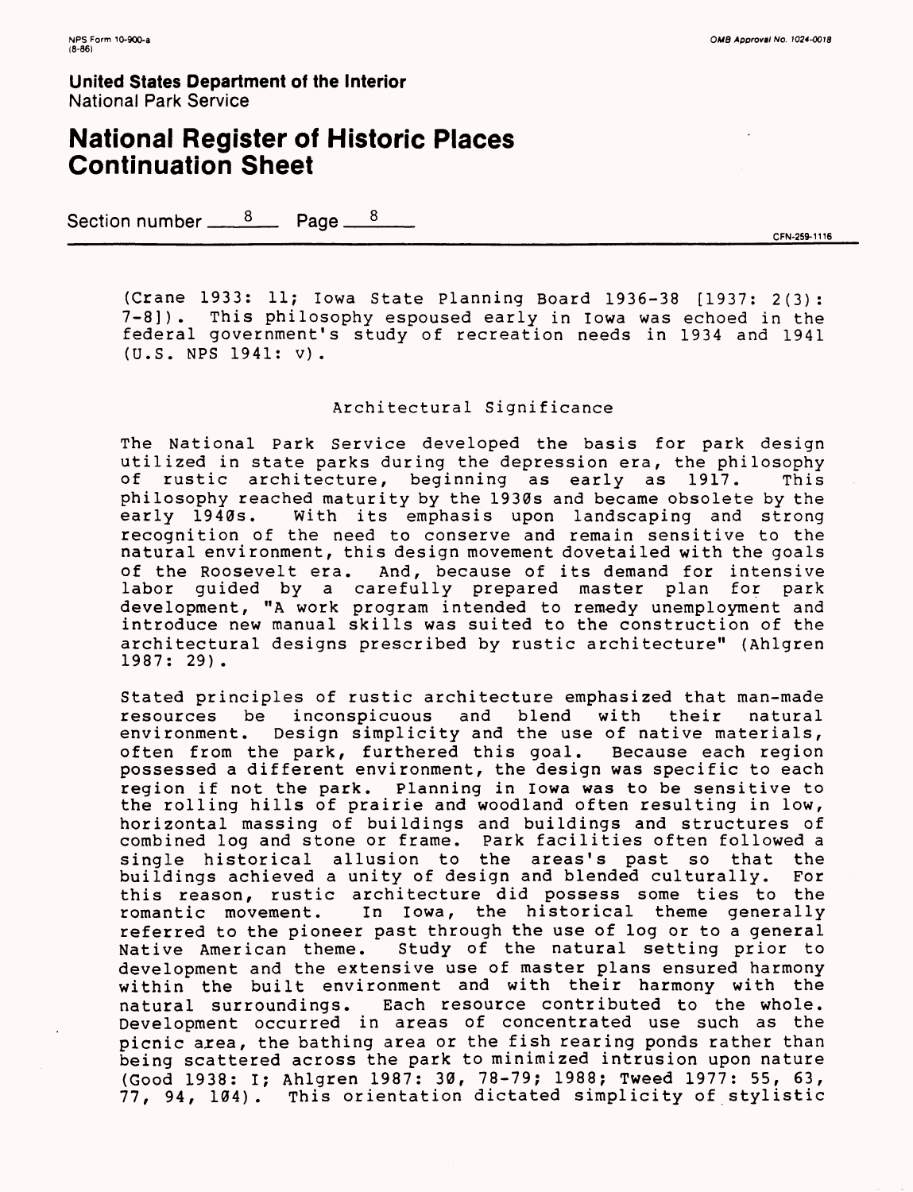(Crane 1933: 11; Iowa State Planning Board 1936-38 [1937: 2(3): 7-8]). This philosophy espoused early in Iowa was echoed in the federal government's study of recreation needs in 1934 and 1941 (U.S. NPS 1941: v).

## Architectural Significance

The National Park Service developed the basis for park design utilized in state parks during the depression era, the philosophy of rustic architecture, beginning as early as 1917. This philosophy reached maturity by the 1930s and became obsolete by the early 1940s. With its emphasis upon landscaping and strong recognition of the need to conserve and remain sensitive to the natural environment, this design movement dovetailed with the goals of the Roosevelt era. And, because of its demand for intensive labor guided by a carefully prepared master plan for park development, "A work program intended to remedy unemployment and introduce new manual skills was suited to the construction of the architectural designs prescribed by rustic architecture" (Ahlgren 1987: 29).

Stated principles of rustic architecture emphasized that man-made resources be inconspicuous and blend with their natural environment. Design simplicity and the use of native materials, often from the park, furthered this goal. Because each region possessed a different environment, the design was specific to each region if not the park. Planning in Iowa was to be sensitive to the rolling hills of prairie and woodland often resulting in low, horizontal massing of buildings and buildings and structures of combined log and stone or frame. Park facilities often followed a single historical allusion to the areas's past so that the buildings achieved a unity of design and blended culturally. For this reason, rustic architecture did possess some ties to the romantic movement. In Iowa, the historical theme generally referred to the pioneer past through the use of log or to a general Native American theme. Study of the natural setting prior to development and the extensive use of master plans ensured harmony within the built environment and with their harmony with the natural surroundings. Each resource contributed to the whole. Development occurred in areas of concentrated use such as the picnic area, the bathing area or the fish rearing ponds rather than being scattered across the park to minimized intrusion upon nature (Good 1938: I; Ahlgren 1987: 30, 78-79; 1988; Tweed 1977: 55, 63, 77, 94, 104). This orientation dictated simplicity of stylistic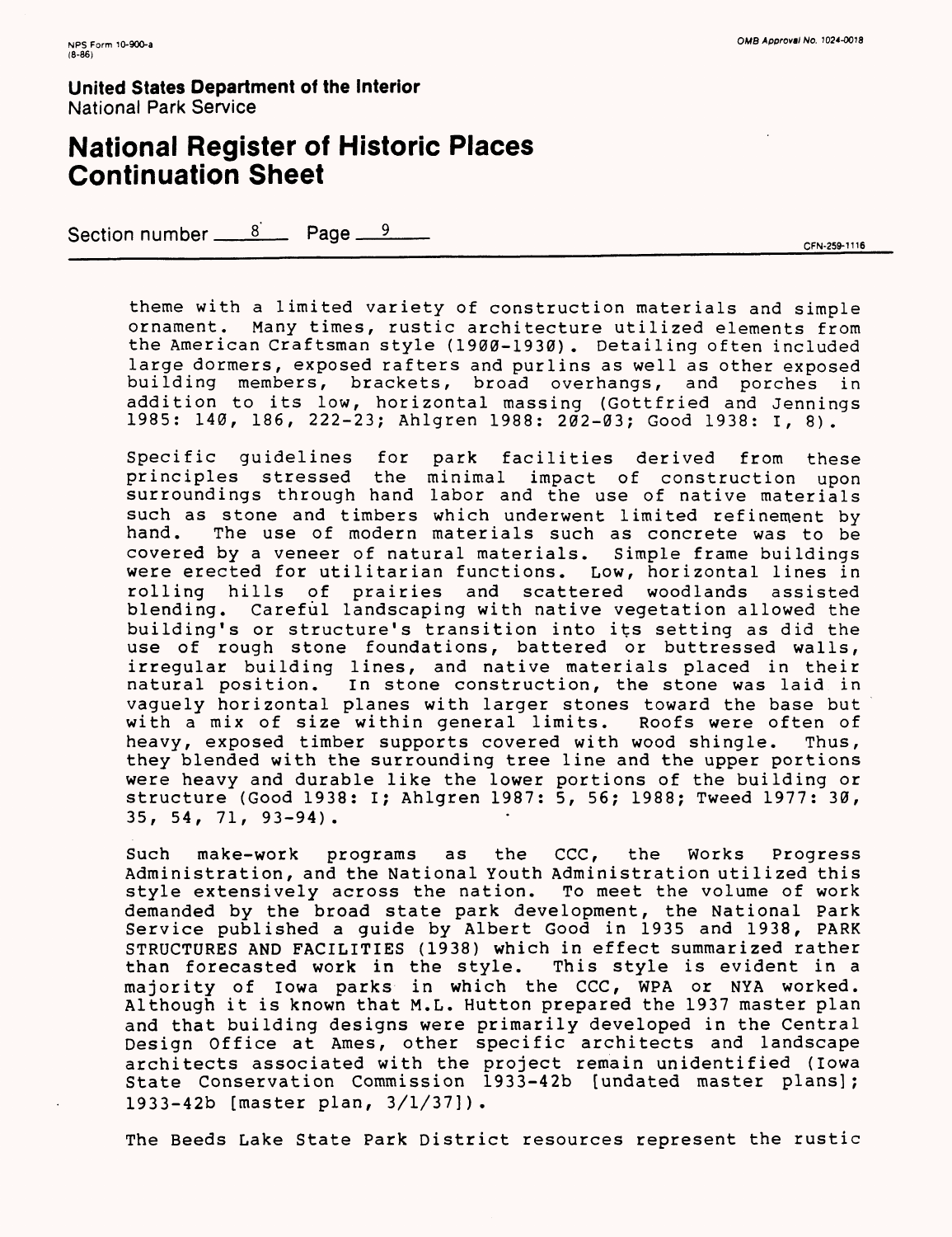theme with a limited variety of construction materials and simple ornament. Many times, rustic architecture utilized elements from the American Craftsman style (1900-1930). Detailing often included large dormers, exposed rafters and purlins as well as other exposed building members, brackets, broad overhangs, and porches in addition to its low, horizontal massing (Gottfried and Jennings 1985: 140, 186, 222-23; Ahlgren 1988: 202-03; Good 1938: I, 8).

Specific guidelines for park facilities derived from these principles stressed the minimal impact of construction upon surroundings through hand labor and the use of native materials such as stone and timbers which underwent limited refinement by hand. The use of modern materials such as concrete was to be covered by a veneer of natural materials. Simple frame buildings were erected for utilitarian functions. Low, horizontal lines in rolling hills of prairies and scattered woodlands assisted blending. Careful landscaping with native vegetation allowed the building's or structure's transition into its setting as did the use of rough stone foundations, battered or buttressed walls, irregular building lines, and native materials placed in their natural position. In stone construction, the stone was laid in vaguely horizontal planes with larger stones toward the base but with a mix of size within general limits. Roofs were often of heavy, exposed timber supports covered with wood shingle. Thus, they blended with the surrounding tree line and the upper portions were heavy and durable like the lower portions of the building or structure (Good 1938: I; Ahlgren 1987: 5, 56; 1988; Tweed 1977: 30, 35, 54, 71, 93-94).

Such make-work programs as the CCC, the Works Progress Administration, and the National Youth Administration utilized this style extensively across the nation. To meet the volume of work demanded by the broad state park development, the National Park Service published a guide by Albert Good in 1935 and 1938, PARK STRUCTURES AND FACILITIES (1938) which in effect summarized rather than forecasted work in the style. This style is evident in a majority of Iowa parks in which the CCC, WPA or NYA worked. Although it is known that M.L. Hutton prepared the 1937 master plan and that building designs were primarily developed in the Central Design Office at Ames, other specific architects and landscape architects associated with the project remain unidentified (Iowa State Conservation Commission 1933-42b [undated master plans]; 1933-42b [master plan, 3/1/37]).

The Beeds Lake State Park District resources represent the rustic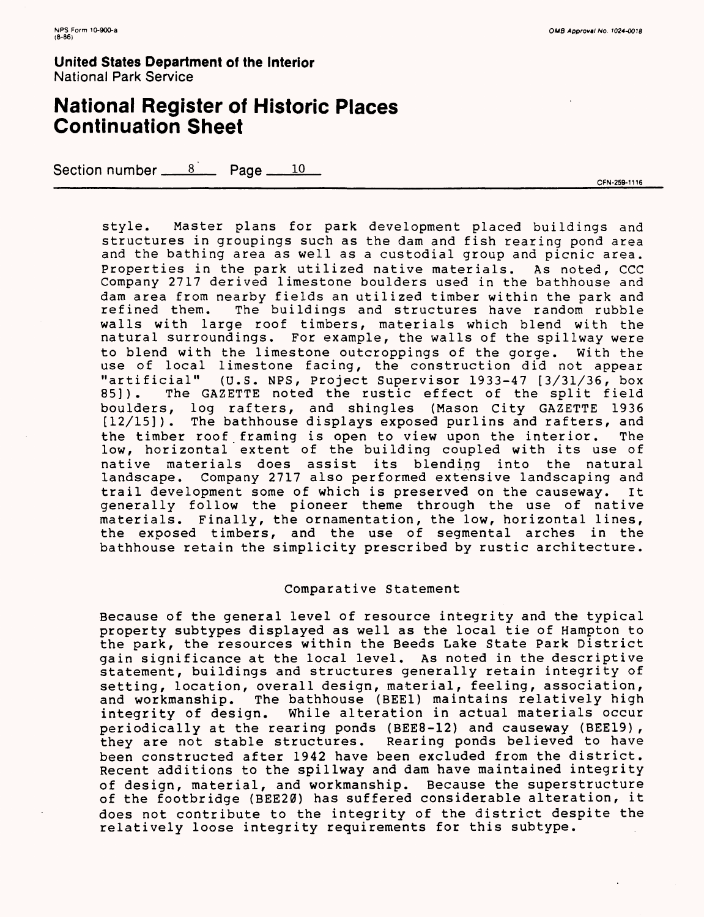style. Master plans for park development placed buildings and structures in groupings such as the dam and fish rearing pond area and the bathing area as well as a custodial group and picnic area. Properties in the park utilized native materials. As noted, CCC Company 2717 derived limestone boulders used in the bathhouse and dam area from nearby fields an utilized timber within the park and refined them. The buildings and structures have random rubble walls with large roof timbers, materials which blend with the natural surroundings. For example, the walls of the spillway were to blend with the limestone outcroppings of the gorge. With the use of local limestone facing, the construction did not appear "artificial" (U.S. NPS, Project Supervisor 1933-47 [3/31/36, box 85]). The GAZETTE noted the rustic effect of the split field boulders, log rafters, and shingles (Mason City GAZETTE 1936 [12/15]). The bathhouse displays exposed purlins and rafters, and the timber roof framing is open to view upon the interior. The low, horizontal extent of the building coupled with its use of native materials does assist its blending into the natural landscape. Company 2717 also performed extensive landscaping and trail development some of which is preserved on the causeway. It generally follow the pioneer theme through the use of native materials. Finally, the ornamentation, the low, horizontal lines, the exposed timbers, and the use of segmental arches in the bathhouse retain the simplicity prescribed by rustic architecture.

## Comparative Statement

Because of the general level of resource integrity and the typical property subtypes displayed as well as the local tie of Hampton to the park, the resources within the Beeds Lake State Park District gain significance at the local level. As noted in the descriptive statement, buildings and structures generally retain integrity of setting, location, overall design, material, feeling, association, and workmanship. The bathhouse (BEE1) maintains relatively high integrity of design. While alteration in actual materials occur periodically at the rearing ponds (BEE8-12) and causeway (BEE19), they are not stable structures. Rearing ponds believed to have been constructed after 1942 have been excluded from the district. Recent additions to the spillway and dam have maintained integrity of design, material, and workmanship. Because the superstructure of the footbridge (BEE20) has suffered considerable alteration, it does not contribute to the integrity of the district despite the relatively loose integrity requirements for this subtype.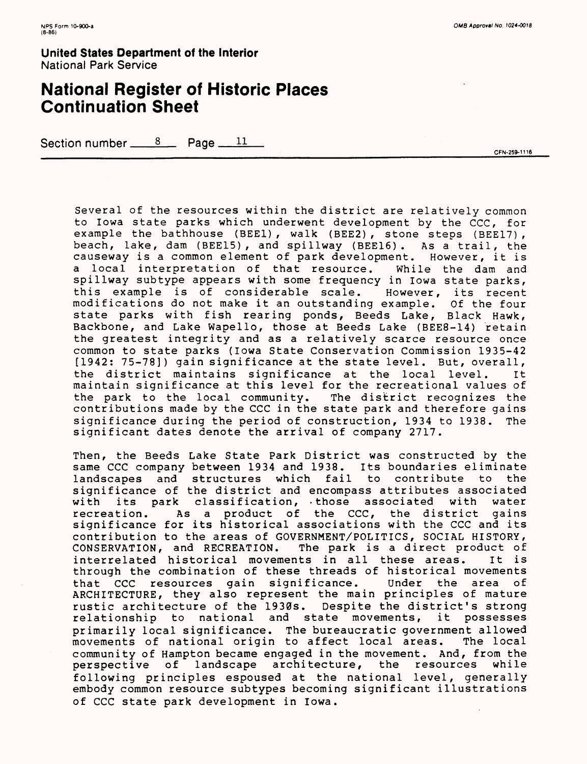Several of the resources within the district are relatively common to Iowa state parks which underwent development by the CCC, for example the bathhouse (BEE1), walk (BEE2), stone steps (BEE17), beach, lake, dam (BEE15), and spillway (BEE16). As a trail, the causeway is a common element of park development. However, it is a local interpretation of that resource. While the dam and spillway subtype appears with some frequency in Iowa state parks, this example is of considerable scale. However, its recent modifications do not make it an outstanding example. Of the four state parks with fish rearing ponds, Beeds Lake, Black Hawk, Backbone, and Lake Wapello, those at Beeds Lake (BEE8-14) retain the greatest integrity and as a relatively scarce resource once common to state parks (Iowa State Conservation Commission 1935-42 [1942: 75-78]) gain significance at the state level. But, overall, the district maintains significance at the local level. It maintain significance at this level for the recreational values of the park to the local community. The district recognizes the contributions made by the CCC in the state park and therefore gains significance during the period of construction, 1934 to 1938. The significant dates denote the arrival of company 2717.

Then, the Beeds Lake State Park District was constructed by the same CCC company between 1934 and 1938. Its boundaries eliminate landscapes and structures which fail to contribute to the significance of the district and encompass attributes associated with its park classification, those associated with water recreation. As a product of the CCC, the district gains significance for its historical associations with the CCC and its contribution to the areas of GOVERNMENT/POLITICS, SOCIAL HISTORY, CONSERVATION, and RECREATION. The park is a direct product of interrelated historical movements in all these areas. It is through the combination of these threads of historical movements that CCC resources gain significance. Under the area of ARCHITECTURE, they also represent the main principles of mature rustic architecture of the 1930s. Despite the district's strong relationship to national and state movements, it possesses primarily local significance. The bureaucratic government allowed movements of national origin to affect local areas. The local community of Hampton became engaged in the movement. And, from the perspective of landscape architecture, the resources while following principles espoused at the national level, generally embody common resource subtypes becoming significant illustrations of CCC state park development in Iowa.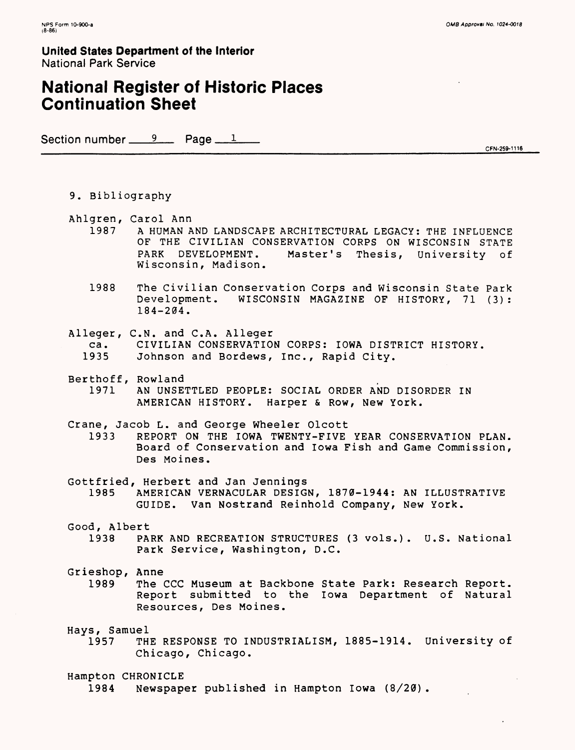## 9. Bibliography

Ahlgren, Carol Ann

1987 A HUMAN AND LANDSCAPE ARCHITECTURAL LEGACY: THE INFLUENCE OF THE CIVILIAN CONSERVATION CORPS ON WISCONSIN STATE PARK DEVELOPMENT. Master's Thesis, University of Wisconsin, Madison.

1988 The Civilian Conservation Corps and Wisconsin State Park Development. WISCONSIN MAGAZINE OF HISTORY, 71 (3): 184-204.

Alleger, C.N. and C.A. Alleger

ca. 1935 CIVILIAN CONSERVATION CORPS: IOWA DISTRICT HISTORY. Johnson and Bordews, Inc., Rapid City.

Berthoff, Rowland

1971 AN UNSETTLED PEOPLE: SOCIAL ORDER AND DISORDER IN AMERICAN HISTORY. Harper & Row, New York.

Crane, Jacob L. and George Wheeler Olcott

1933 REPORT ON THE IOWA TWENTY-FIVE YEAR CONSERVATION PLAN. Board of Conservation and Iowa Fish and Game Commission, Des Moines.

Gottfried, Herbert and Jan Jennings

1985 AMERICAN VERNACULAR DESIGN, 1870-1944: AN ILLUSTRATIVE GUIDE. Van Nostrand Reinhold Company, New York.

Good, Albert

1938 PARK AND RECREATION STRUCTURES (3 vols.). U.S. National Park Service, Washington, D.C.

Grieshop, Anne

1989 The CCC Museum at Backbone State Park: Research Report. Report submitted to the Iowa Department of Natural Resources, Des Moines.

Hays, Samuel

1957 THE RESPONSE TO INDUSTRIALISM, 1885-1914. University of Chicago, Chicago.

Hampton CHRONICLE

1984 Newspaper published in Hampton Iowa (8/20).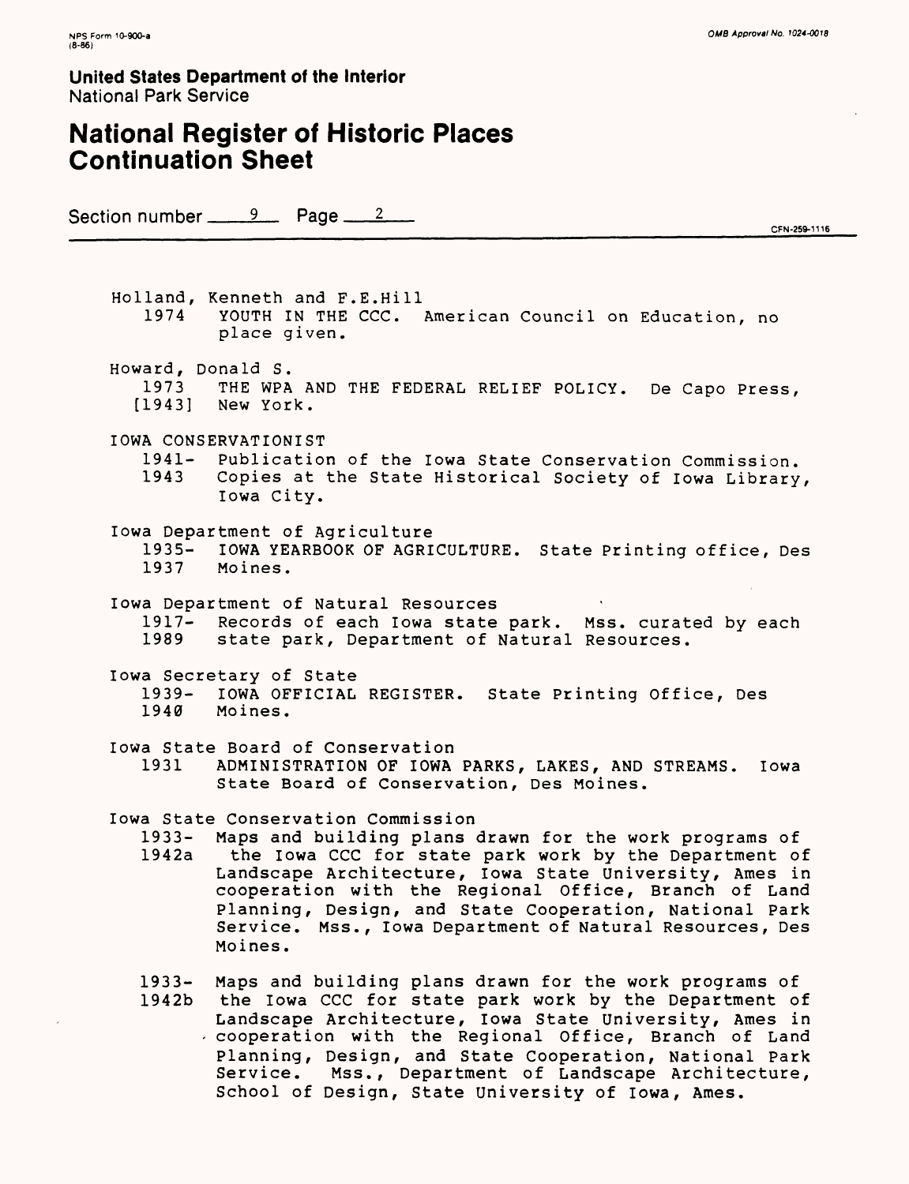United States Department of the Interior
National Park Service

# National Register of Historic Places Continuation Sheet

Section number 9 Page 2

Holland, Kenneth and F.E.Hill
1974 YOUTH IN THE CCC. American Council on Education, no place given.

Howard, Donald S.
1973 [1943] THE WPA AND THE FEDERAL RELIEF POLICY. De Capo Press, New York.

IOWA CONSERVATIONIST
1941-1943 Publication of the Iowa State Conservation Commission. Copies at the State Historical Society of Iowa Library, Iowa City.

Iowa Department of Agriculture
1935-1937 IOWA YEARBOOK OF AGRICULTURE. State Printing office, Des Moines.

Iowa Department of Natural Resources
1917-1989 Records of each Iowa state park. Mss. curated by each state park, Department of Natural Resources.

Iowa Secretary of State
1939-1940 IOWA OFFICIAL REGISTER. State Printing Office, Des Moines.

Iowa State Board of Conservation
1931 ADMINISTRATION OF IOWA PARKS, LAKES, AND STREAMS. Iowa State Board of Conservation, Des Moines.

Iowa State Conservation Commission
1933-1942a Maps and building plans drawn for the work programs of the Iowa CCC for state park work by the Department of Landscape Architecture, Iowa State University, Ames in cooperation with the Regional Office, Branch of Land Planning, Design, and State Cooperation, National Park Service. Mss., Iowa Department of Natural Resources, Des Moines.

1933-1942b Maps and building plans drawn for the work programs of the Iowa CCC for state park work by the Department of Landscape Architecture, Iowa State University, Ames in cooperation with the Regional Office, Branch of Land Planning, Design, and State Cooperation, National Park Service. Mss., Department of Landscape Architecture, School of Design, State University of Iowa, Ames.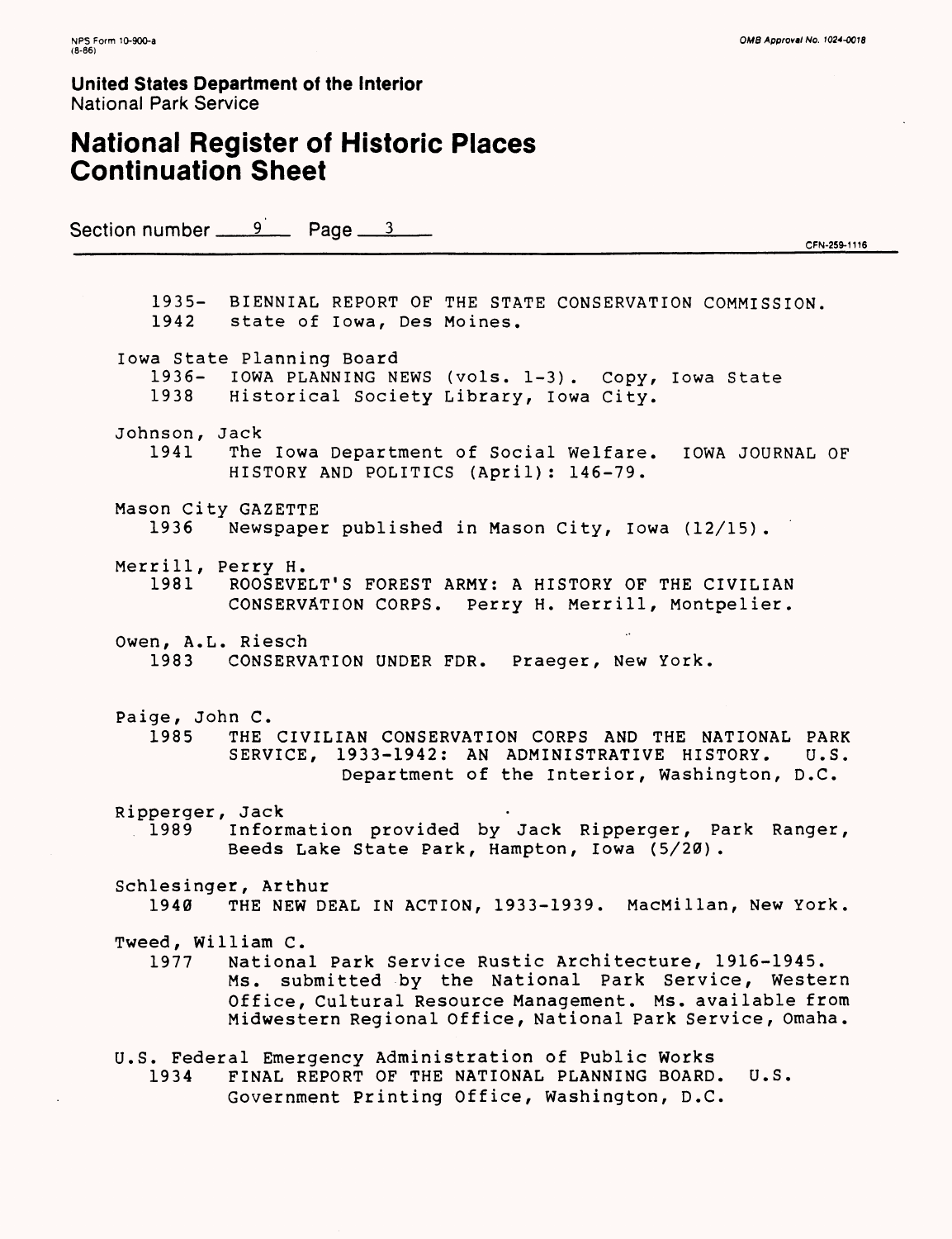United States Department of the Interior
National Park Service

# National Register of Historic Places Continuation Sheet

Section number 9 Page 3

CFN-259-1116

1935- BIENNIAL REPORT OF THE STATE CONSERVATION COMMISSION.
1942 state of Iowa, Des Moines.

Iowa State Planning Board
1936- IOWA PLANNING NEWS (vols. 1-3). Copy, Iowa State
1938 Historical Society Library, Iowa City.

Johnson, Jack
1941 The Iowa Department of Social Welfare. IOWA JOURNAL OF HISTORY AND POLITICS (April): 146-79.

Mason City GAZETTE
1936 Newspaper published in Mason City, Iowa (12/15).

Merrill, Perry H.
1981 ROOSEVELT'S FOREST ARMY: A HISTORY OF THE CIVILIAN CONSERVATION CORPS. Perry H. Merrill, Montpelier.

Owen, A.L. Riesch
1983 CONSERVATION UNDER FDR. Praeger, New York.

Paige, John C.
1985 THE CIVILIAN CONSERVATION CORPS AND THE NATIONAL PARK SERVICE, 1933-1942: AN ADMINISTRATIVE HISTORY. U.S. Department of the Interior, Washington, D.C.

Ripperger, Jack
1989 Information provided by Jack Ripperger, Park Ranger, Beeds Lake State Park, Hampton, Iowa (5/20).

Schlesinger, Arthur
1940 THE NEW DEAL IN ACTION, 1933-1939. MacMillan, New York.

Tweed, William C.
1977 National Park Service Rustic Architecture, 1916-1945. Ms. submitted by the National Park Service, Western Office, Cultural Resource Management. Ms. available from Midwestern Regional Office, National Park Service, Omaha.

U.S. Federal Emergency Administration of Public Works
1934 FINAL REPORT OF THE NATIONAL PLANNING BOARD. U.S. Government Printing Office, Washington, D.C.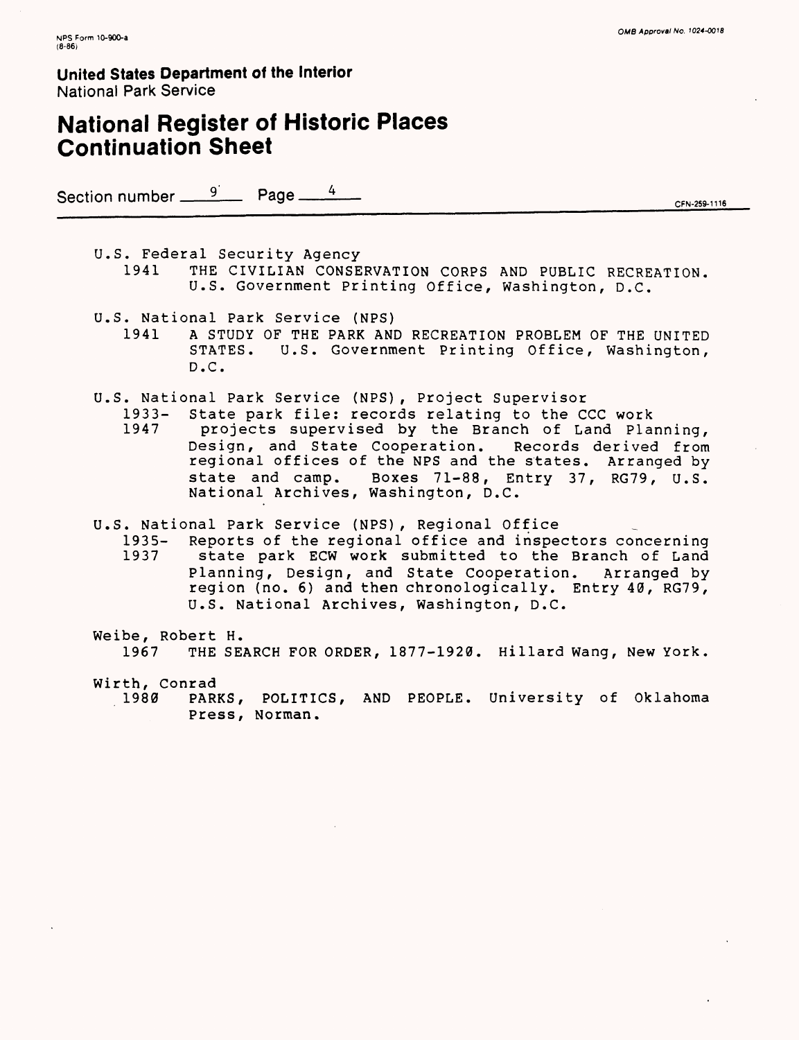U.S. Federal Security Agency
1941 THE CIVILIAN CONSERVATION CORPS AND PUBLIC RECREATION. U.S. Government Printing Office, Washington, D.C.

U.S. National Park Service (NPS)
1941 A STUDY OF THE PARK AND RECREATION PROBLEM OF THE UNITED STATES. U.S. Government Printing Office, Washington, D.C.

U.S. National Park Service (NPS), Project Supervisor
1933-1947 State park file: records relating to the CCC work projects supervised by the Branch of Land Planning, Design, and State Cooperation. Records derived from regional offices of the NPS and the states. Arranged by state and camp. Boxes 71-88, Entry 37, RG79, U.S. National Archives, Washington, D.C.

U.S. National Park Service (NPS), Regional Office
1935-1937 Reports of the regional office and inspectors concerning state park ECW work submitted to the Branch of Land Planning, Design, and State Cooperation. Arranged by region (no. 6) and then chronologically. Entry 40, RG79, U.S. National Archives, Washington, D.C.

Weibe, Robert H.
1967 THE SEARCH FOR ORDER, 1877-1920. Hillard Wang, New York.

Wirth, Conrad
1980 PARKS, POLITICS, AND PEOPLE. University of Oklahoma Press, Norman.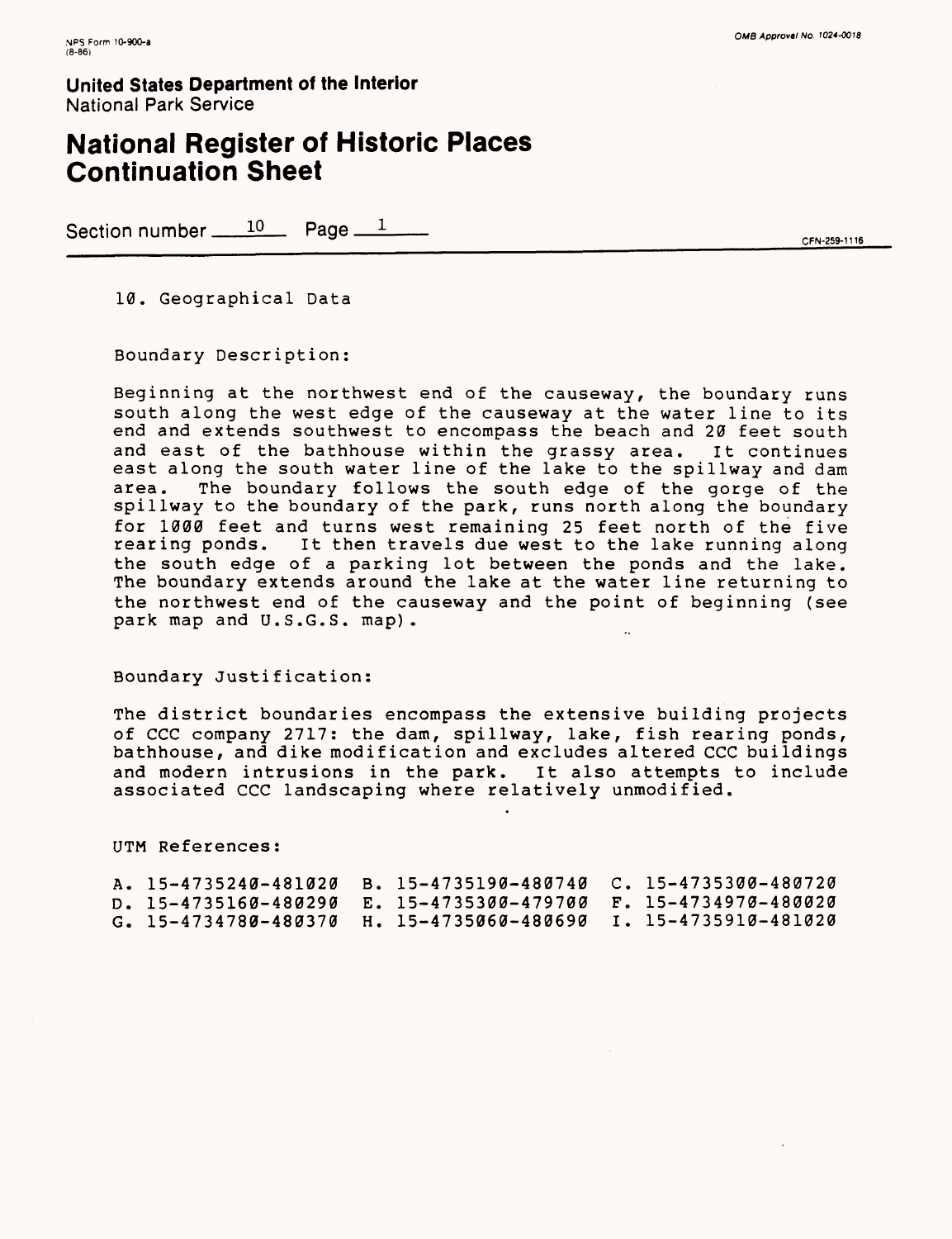United States Department of the Interior
National Park Service

# National Register of Historic Places Continuation Sheet

Section number 10 Page 1

CFN-259-1116

## 10. Geographical Data

Boundary Description:

Beginning at the northwest end of the causeway, the boundary runs south along the west edge of the causeway at the water line to its end and extends southwest to encompass the beach and 20 feet south and east of the bathhouse within the grassy area. It continues east along the south water line of the lake to the spillway and dam area. The boundary follows the south edge of the gorge of the spillway to the boundary of the park, runs north along the boundary for 1000 feet and turns west remaining 25 feet north of the five rearing ponds. It then travels due west to the lake running along the south edge of a parking lot between the ponds and the lake. The boundary extends around the lake at the water line returning to the northwest end of the causeway and the point of beginning (see park map and U.S.G.S. map).

Boundary Justification:

The district boundaries encompass the extensive building projects of CCC company 2717: the dam, spillway, lake, fish rearing ponds, bathhouse, and dike modification and excludes altered CCC buildings and modern intrusions in the park. It also attempts to include associated CCC landscaping where relatively unmodified.

UTM References:

A. 15-4735240-481020 B. 15-4735190-480740 C. 15-4735300-480720
D. 15-4735160-480290 E. 15-4735300-479700 F. 15-4734970-480020
G. 15-4734780-480370 H. 15-4735060-480690 I. 15-4735910-481020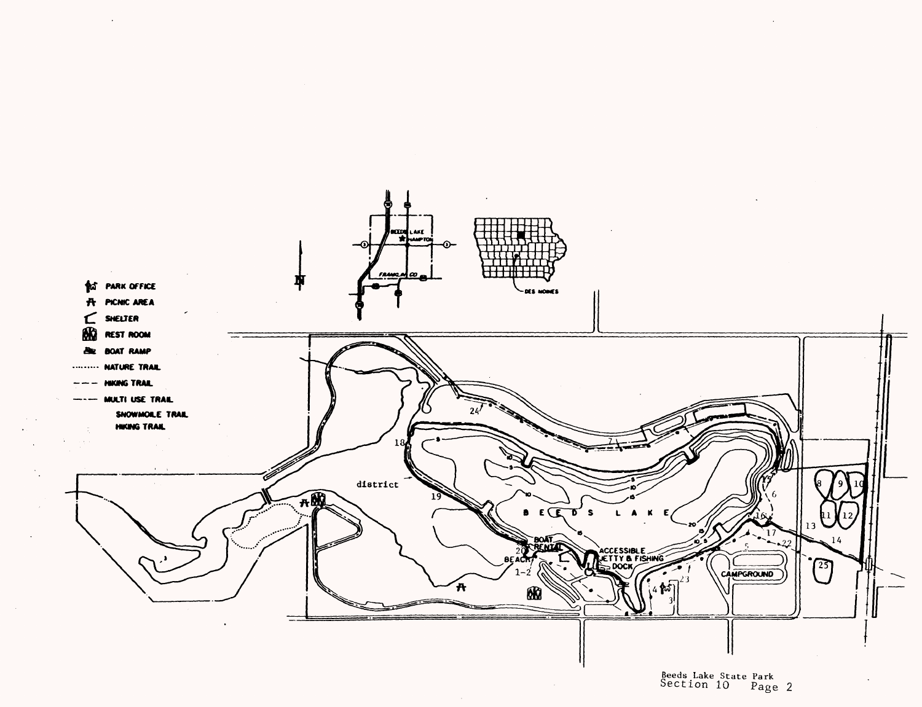**PARK OFFICE**

**PICNIC AREA**

**SHELTER**

**REST ROOM**

**BOAT RAMP**

**NATURE TRAIL**

**HIKING TRAIL**

**MULTI USE TRAIL**

**SNOWMOILE TRAIL**

**HIKING TRAIL**

N

BEEDS LAKE

HAMPTON

FRANKLIN CO

DES MOINES

district

B E E D S L A K E

BOAT RENTAL

BEACH

ACCESSIBLE JETTY & FISHING DOCK

CAMPGROUND

Beeds Lake State Park
Section 10 Page 2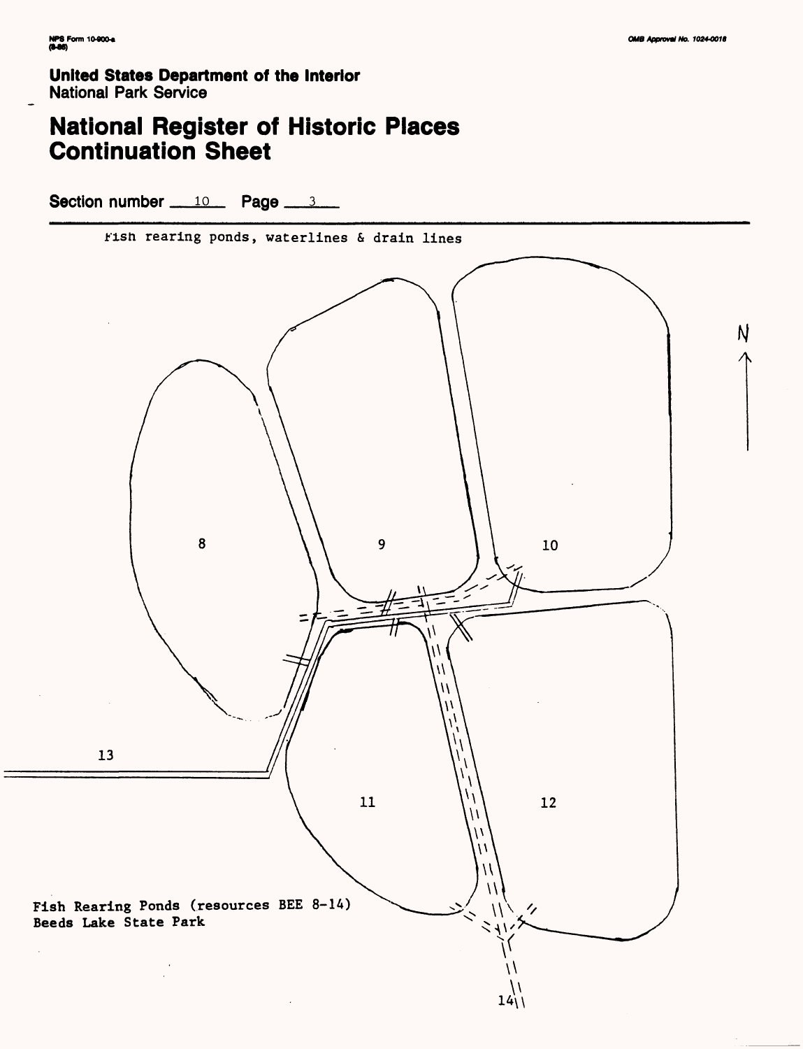**United States Department of the Interior**
National Park Service

# National Register of Historic Places Continuation Sheet

**Section number** 10 **Page** 3

Fish rearing ponds, waterlines & drain lines

N

8

9

10

13

11

12

14

Fish Rearing Ponds (resources BEE 8-14)
Beeds Lake State Park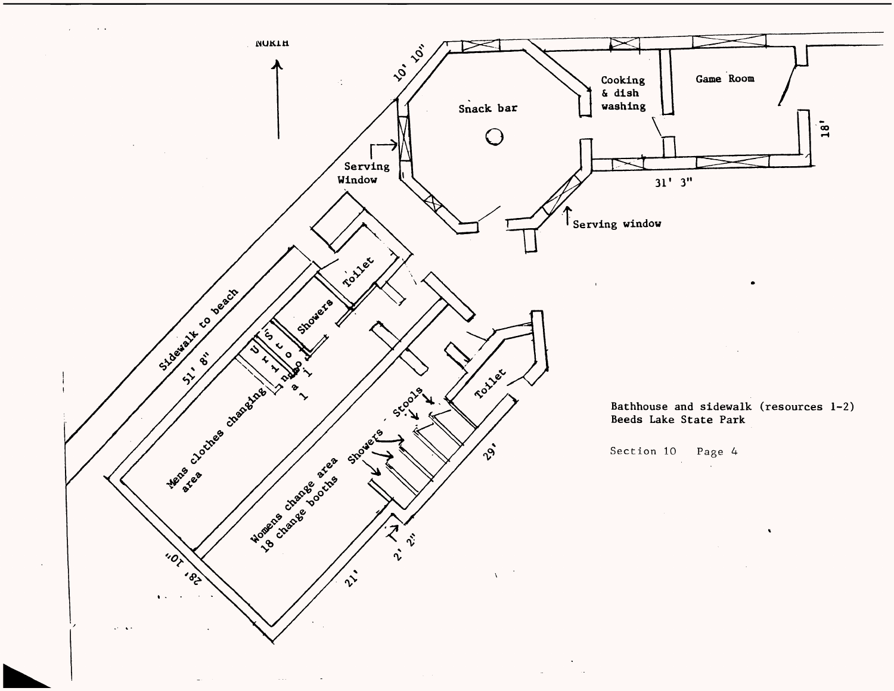NORTH

Snack bar

Cooking & dish washing

Game Room

10' 10"

18'

31' 3"

Serving Window

Serving window

Toilet

Showers

Stool

Urinal

Sidewalk to beach

51' 8"

Mens clothes changing area

Womens change area
18 change booths

Showers

Stools

Toilet

29'

2' 2"

21'

28' 10"

Bathhouse and sidewalk (resources 1-2)
Beeds Lake State Park

Section 10 Page 4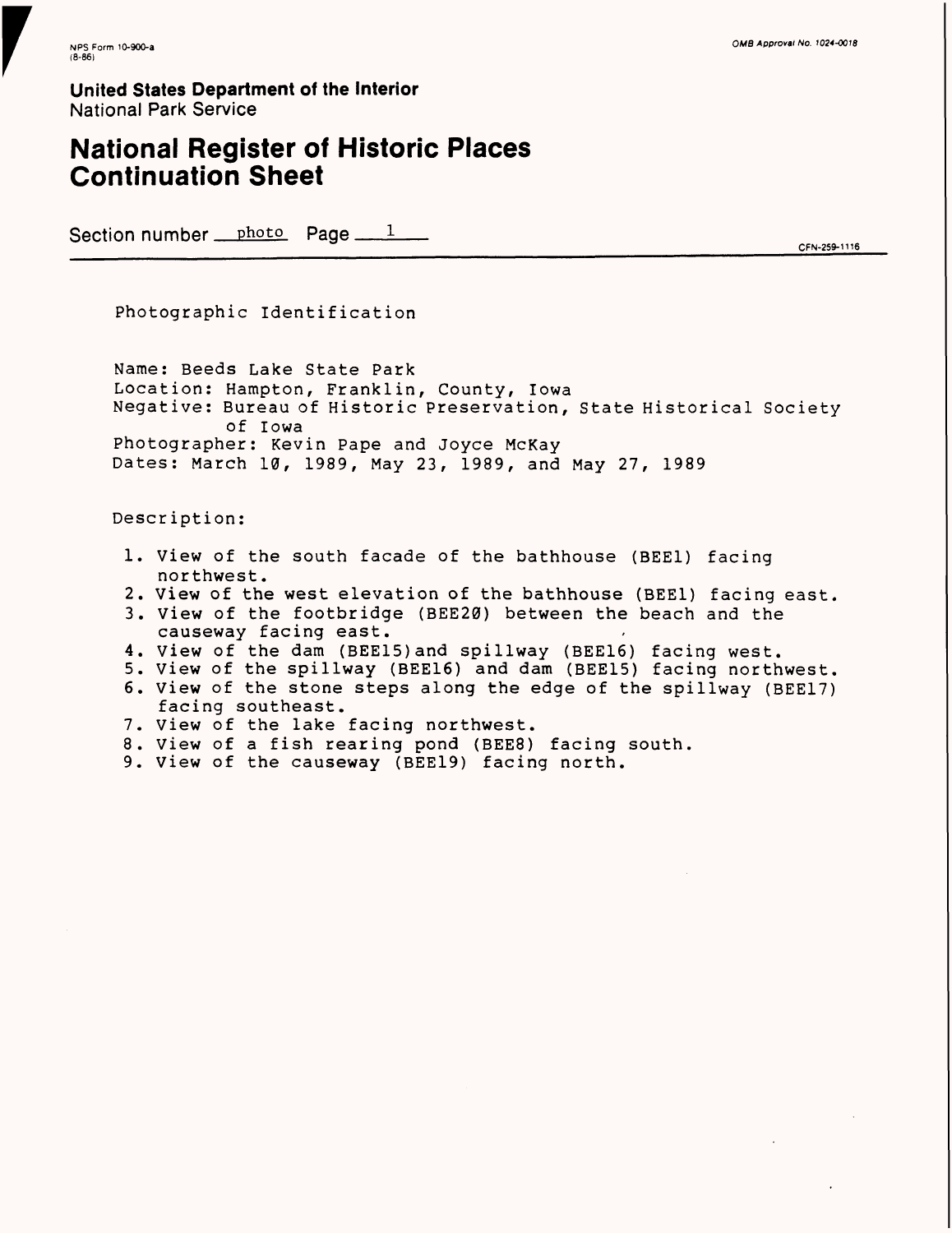NPS Form 10-900-a
(8-86)

OMB Approval No. 1024-0018

**United States Department of the Interior**
National Park Service

# National Register of Historic Places Continuation Sheet

Section number photo Page 1

CFN-259-1116

Photographic Identification

Name: Beeds Lake State Park
Location: Hampton, Franklin, County, Iowa
Negative: Bureau of Historic Preservation, State Historical Society of Iowa
Photographer: Kevin Pape and Joyce McKay
Dates: March 10, 1989, May 23, 1989, and May 27, 1989

Description:

1. View of the south facade of the bathhouse (BEE1) facing northwest.
2. View of the west elevation of the bathhouse (BEE1) facing east.
3. View of the footbridge (BEE20) between the beach and the causeway facing east.
4. View of the dam (BEE15)and spillway (BEE16) facing west.
5. View of the spillway (BEE16) and dam (BEE15) facing northwest.
6. View of the stone steps along the edge of the spillway (BEE17) facing southeast.
7. View of the lake facing northwest.
8. View of a fish rearing pond (BEE8) facing south.
9. View of the causeway (BEE19) facing north.